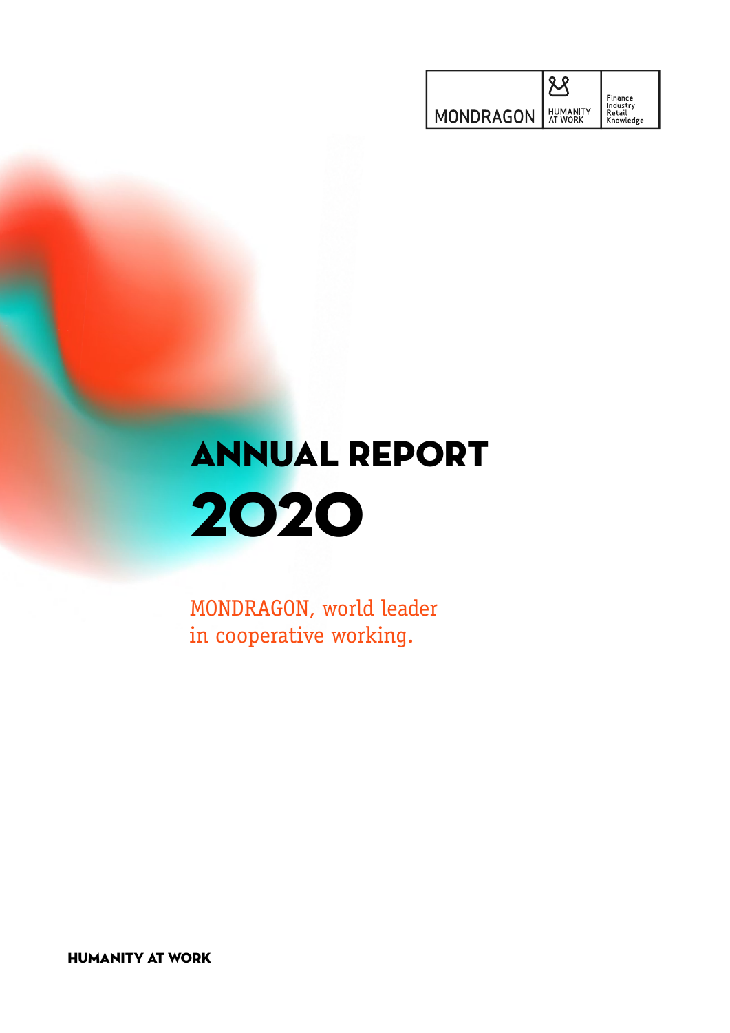MONDRAGON | HUMANITY AT WORK | Finance Industry Retail Knowledge

# ANNUAL REPORT 2020

MONDRAGON, world leader in cooperative working.

**HUMANITY AT WORK**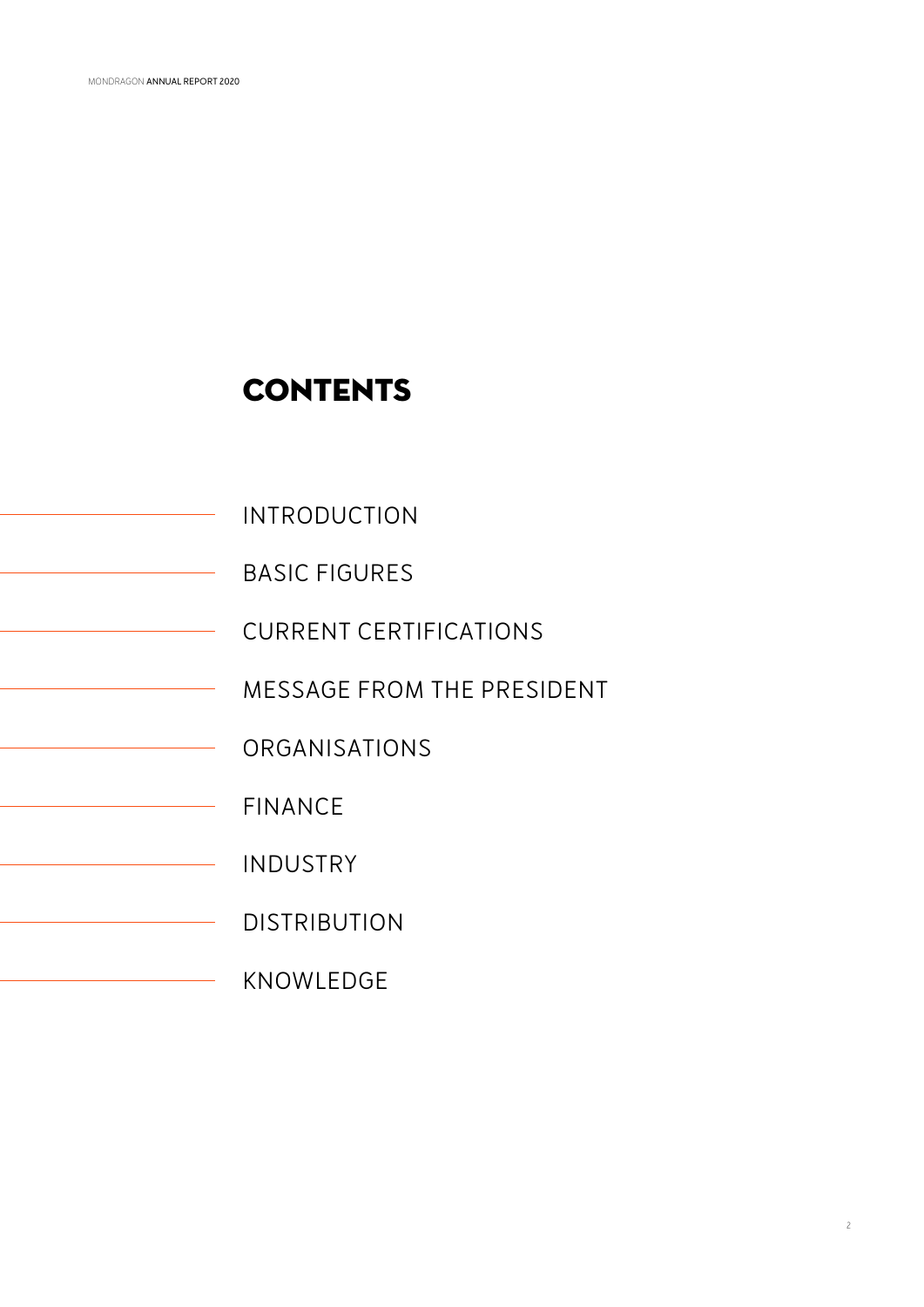# CONTENTS

- INTRODUCTION
- BASIC FIGURES
- CURRENT CERTIFICATIONS
- MESSAGE FROM THE PRESIDENT
- ORGANISATIONS
- FINANCE
- INDUSTRY
- DISTRIBUTION
- KNOWLEDGE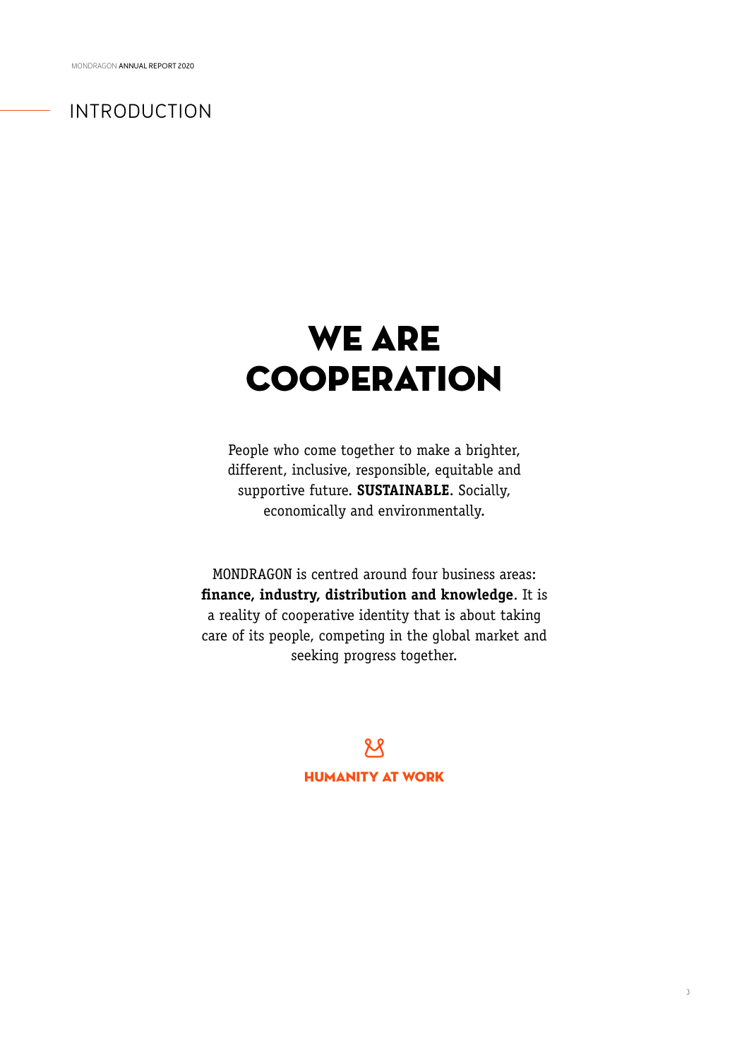# INTRODUCTION

## WE ARE COOPERATION

People who come together to make a brighter, different, inclusive, responsible, equitable and supportive future. **SUSTAINABLE**. Socially, economically and environmentally.

MONDRAGON is centred around four business areas: **finance, industry, distribution and knowledge**. It is a reality of cooperative identity that is about taking care of its people, competing in the global market and seeking progress together.

**HUMANITY AT WORK**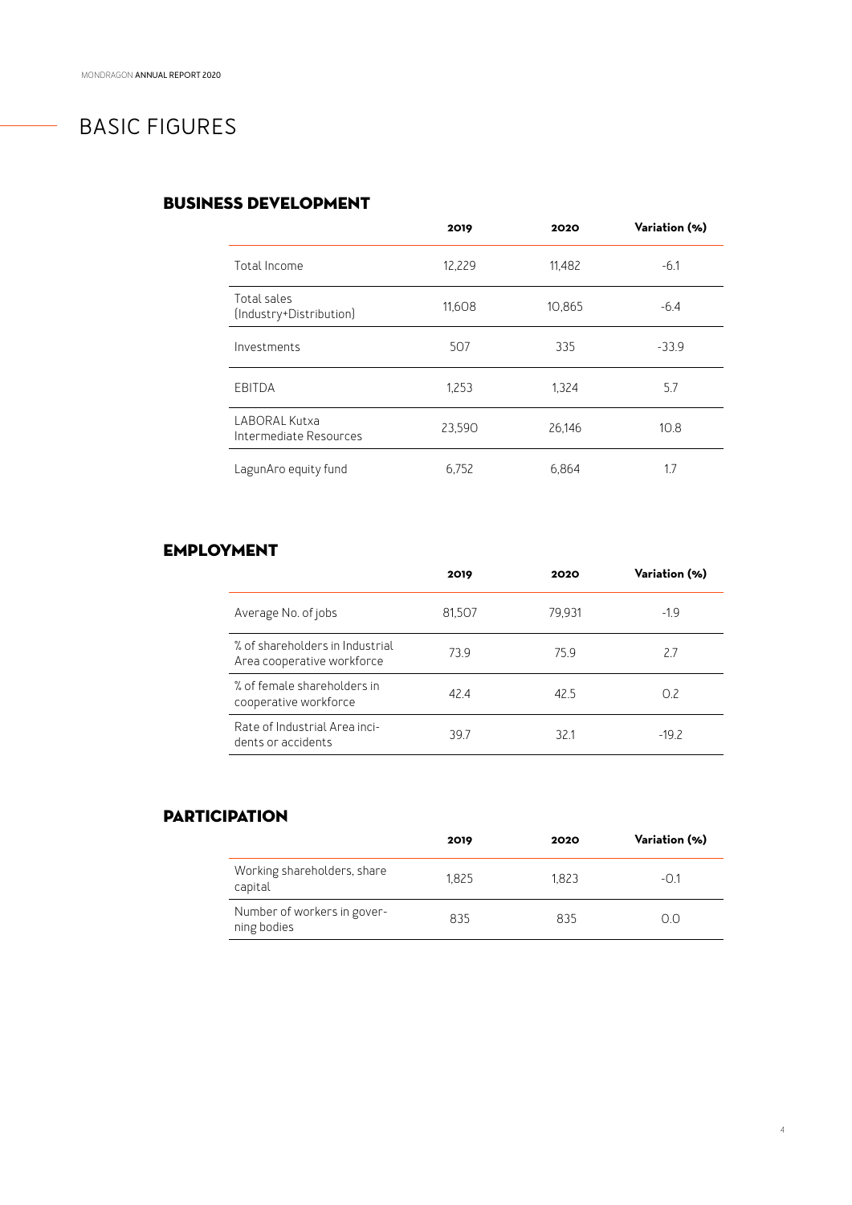# BASIC FIGURES

## BUSINESS DEVELOPMENT

| | 2019 | 2020 | Variation (%) |
|---|---|---|---|
| Total Income | 12,229 | 11,482 | -6.1 |
| Total sales (Industry+Distribution) | 11,608 | 10,865 | -6.4 |
| Investments | 507 | 335 | -33.9 |
| EBITDA | 1,253 | 1,324 | 5.7 |
| LABORAL Kutxa Intermediate Resources | 23,590 | 26,146 | 10.8 |
| LagunAro equity fund | 6,752 | 6,864 | 1.7 |

## EMPLOYMENT

| | 2019 | 2020 | Variation (%) |
|---|---|---|---|
| Average No. of jobs | 81,507 | 79,931 | -1.9 |
| % of shareholders in Industrial Area cooperative workforce | 73.9 | 75.9 | 2.7 |
| % of female shareholders in cooperative workforce | 42.4 | 42.5 | 0.2 |
| Rate of Industrial Area incidents or accidents | 39.7 | 32.1 | -19.2 |

## PARTICIPATION

| | 2019 | 2020 | Variation (%) |
|---|---|---|---|
| Working shareholders, share capital | 1,825 | 1,823 | -0.1 |
| Number of workers in governing bodies | 835 | 835 | 0.0 |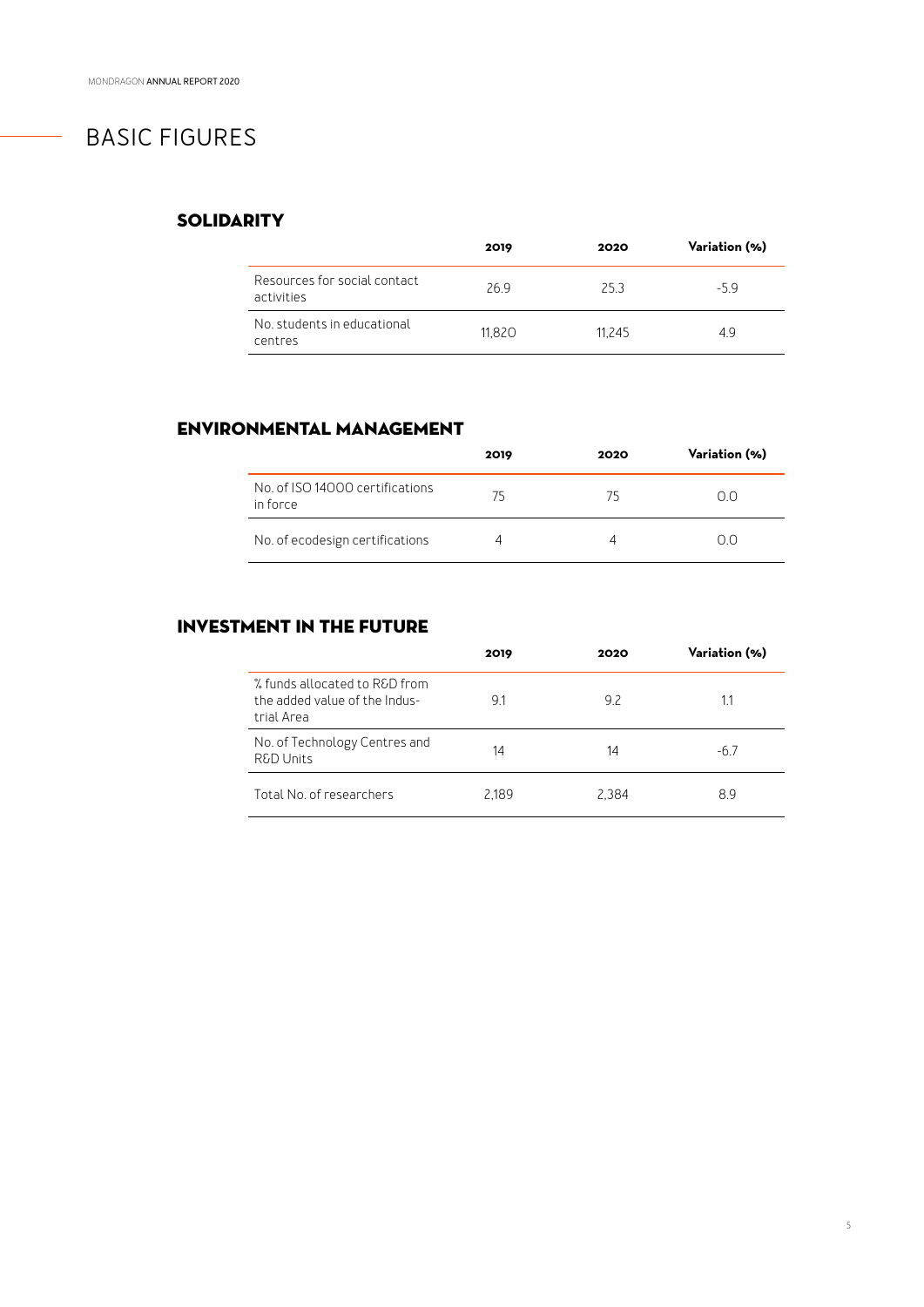# BASIC FIGURES

## SOLIDARITY

| | 2019 | 2020 | Variation (%) |
|---|---|---|---|
| Resources for social contact activities | 26.9 | 25.3 | -5.9 |
| No. students in educational centres | 11,820 | 11,245 | 4.9 |

## ENVIRONMENTAL MANAGEMENT

| | 2019 | 2020 | Variation (%) |
|---|---|---|---|
| No. of ISO 14000 certifications in force | 75 | 75 | 0.0 |
| No. of ecodesign certifications | 4 | 4 | 0.0 |

## INVESTMENT IN THE FUTURE

| | 2019 | 2020 | Variation (%) |
|---|---|---|---|
| % funds allocated to R&D from the added value of the Industrial Area | 9.1 | 9.2 | 1.1 |
| No. of Technology Centres and R&D Units | 14 | 14 | -6.7 |
| Total No. of researchers | 2,189 | 2,384 | 8.9 |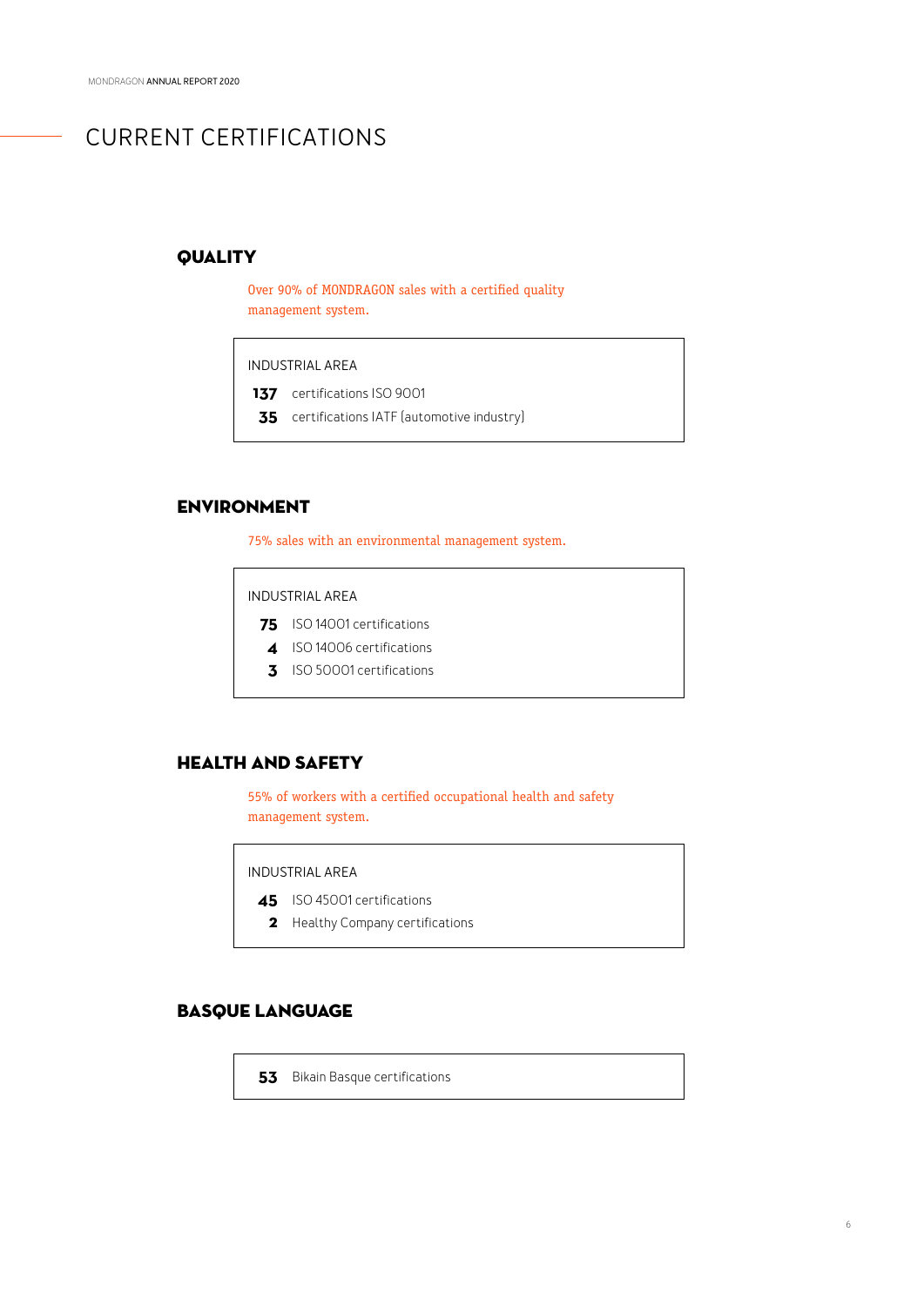# CURRENT CERTIFICATIONS

## QUALITY

Over 90% of MONDRAGON sales with a certified quality management system.

INDUSTRIAL AREA

**137** certifications ISO 9001

**35** certifications IATF (automotive industry)

## ENVIRONMENT

75% sales with an environmental management system.

INDUSTRIAL AREA

**75** ISO 14001 certifications

**4** ISO 14006 certifications

**3** ISO 50001 certifications

## HEALTH AND SAFETY

55% of workers with a certified occupational health and safety management system.

INDUSTRIAL AREA

**45** ISO 45001 certifications

**2** Healthy Company certifications

## BASQUE LANGUAGE

**53** Bikain Basque certifications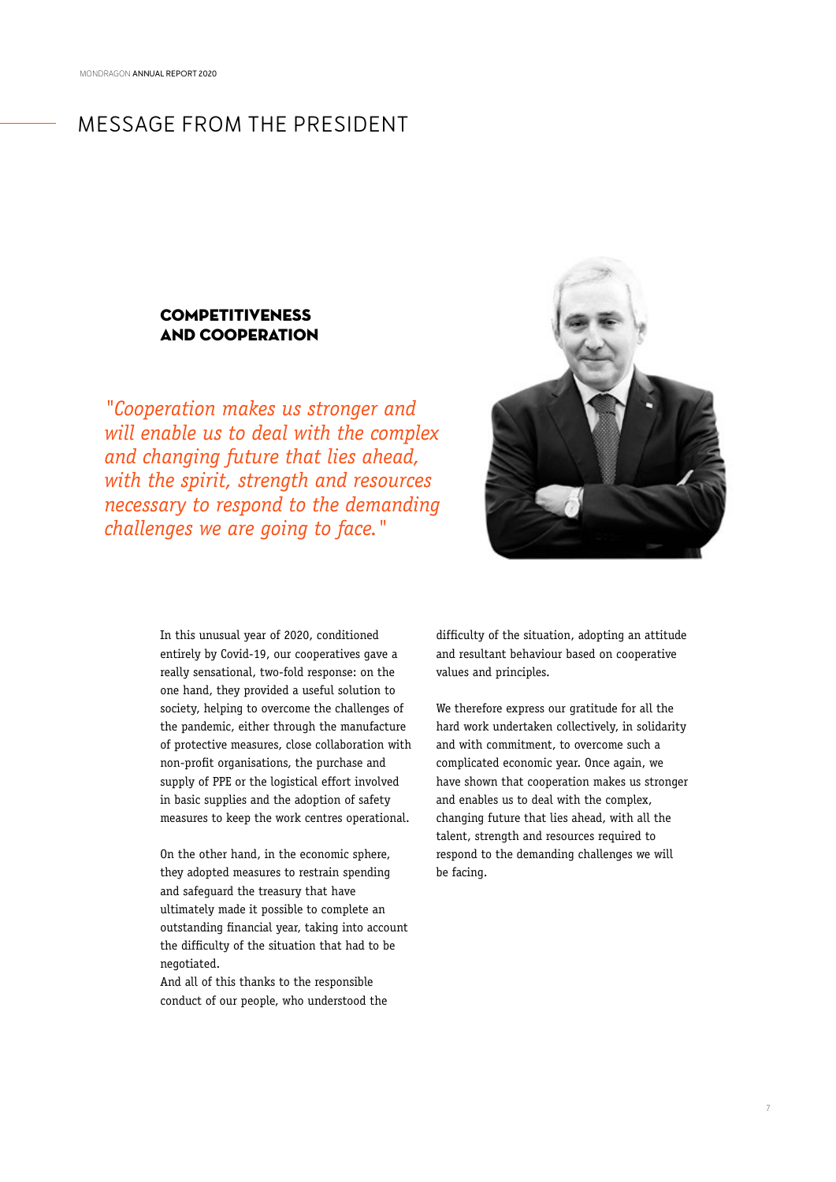# MESSAGE FROM THE PRESIDENT

## COMPETITIVENESS AND COOPERATION

*"Cooperation makes us stronger and will enable us to deal with the complex and changing future that lies ahead, with the spirit, strength and resources necessary to respond to the demanding challenges we are going to face."*

In this unusual year of 2020, conditioned entirely by Covid-19, our cooperatives gave a really sensational, two-fold response: on the one hand, they provided a useful solution to society, helping to overcome the challenges of the pandemic, either through the manufacture of protective measures, close collaboration with non-profit organisations, the purchase and supply of PPE or the logistical effort involved in basic supplies and the adoption of safety measures to keep the work centres operational.

On the other hand, in the economic sphere, they adopted measures to restrain spending and safeguard the treasury that have ultimately made it possible to complete an outstanding financial year, taking into account the difficulty of the situation that had to be negotiated.
And all of this thanks to the responsible conduct of our people, who understood the difficulty of the situation, adopting an attitude and resultant behaviour based on cooperative values and principles.

We therefore express our gratitude for all the hard work undertaken collectively, in solidarity and with commitment, to overcome such a complicated economic year. Once again, we have shown that cooperation makes us stronger and enables us to deal with the complex, changing future that lies ahead, with all the talent, strength and resources required to respond to the demanding challenges we will be facing.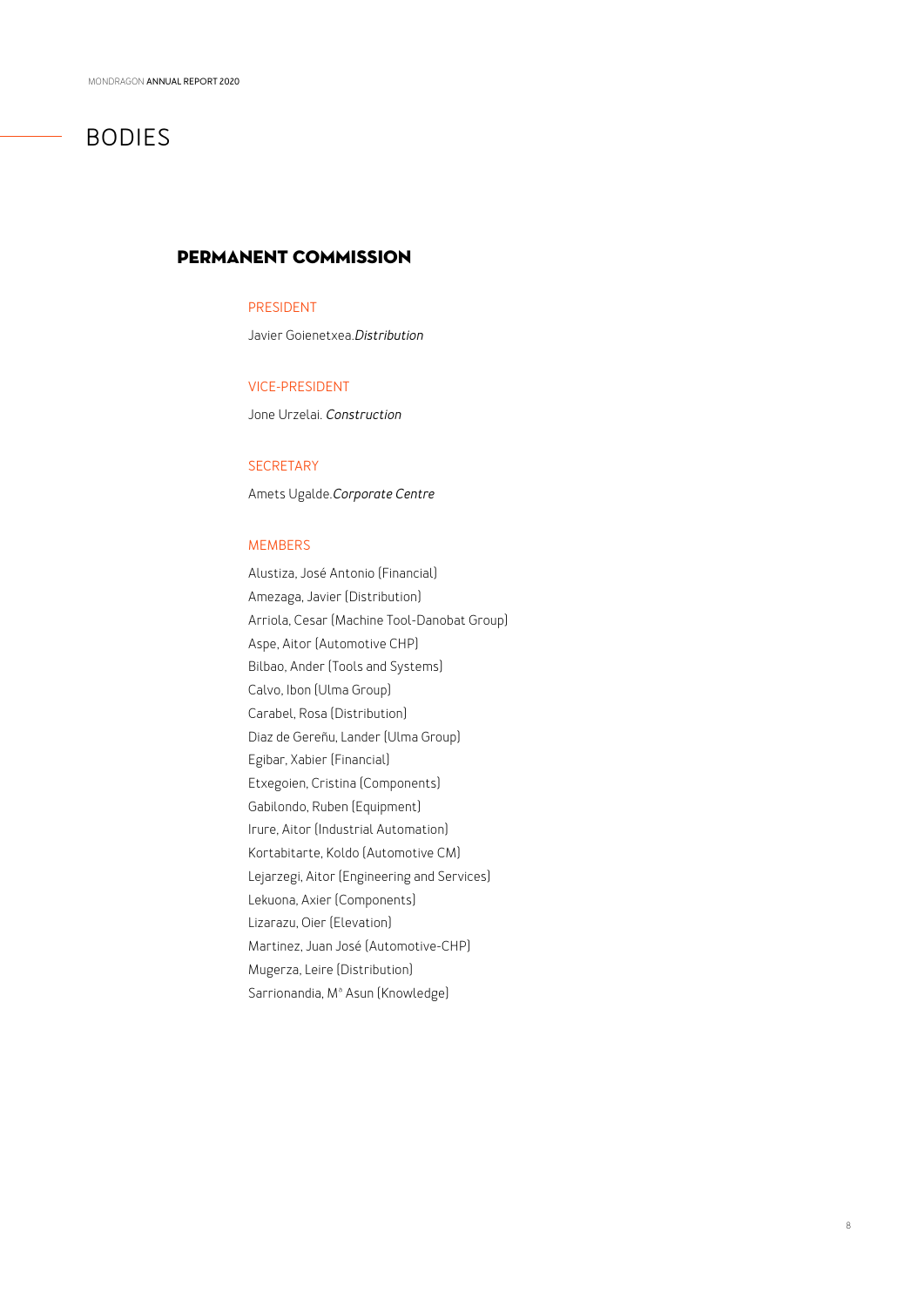# BODIES

## PERMANENT COMMISSION

### PRESIDENT

Javier Goienetxea.*Distribution*

### VICE-PRESIDENT

Jone Urzelai. *Construction*

### SECRETARY

Amets Ugalde.*Corporate Centre*

### MEMBERS

Alustiza, José Antonio (Financial)
Amezaga, Javier (Distribution)
Arriola, Cesar (Machine Tool-Danobat Group)
Aspe, Aitor (Automotive CHP)
Bilbao, Ander (Tools and Systems)
Calvo, Ibon (Ulma Group)
Carabel, Rosa (Distribution)
Diaz de Gereñu, Lander (Ulma Group)
Egibar, Xabier (Financial)
Etxegoien, Cristina (Components)
Gabilondo, Ruben (Equipment)
Irure, Aitor (Industrial Automation)
Kortabitarte, Koldo (Automotive CM)
Lejarzegi, Aitor (Engineering and Services)
Lekuona, Axier (Components)
Lizarazu, Oier (Elevation)
Martinez, Juan José (Automotive-CHP)
Mugerza, Leire (Distribution)
Sarrionandia, Mª Asun (Knowledge)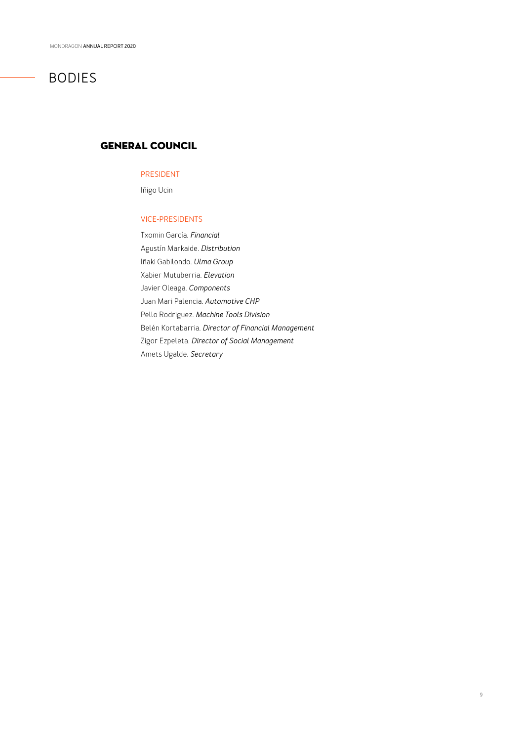# BODIES

## GENERAL COUNCIL

### PRESIDENT

Iñigo Ucin

### VICE-PRESIDENTS

Txomin García. *Financial*
Agustín Markaide. *Distribution*
Iñaki Gabilondo. *Ulma Group*
Xabier Mutuberria. *Elevation*
Javier Oleaga. *Components*
Juan Mari Palencia. *Automotive CHP*
Pello Rodriguez. *Machine Tools Division*
Belén Kortabarria. *Director of Financial Management*
Zigor Ezpeleta. *Director of Social Management*
Amets Ugalde. *Secretary*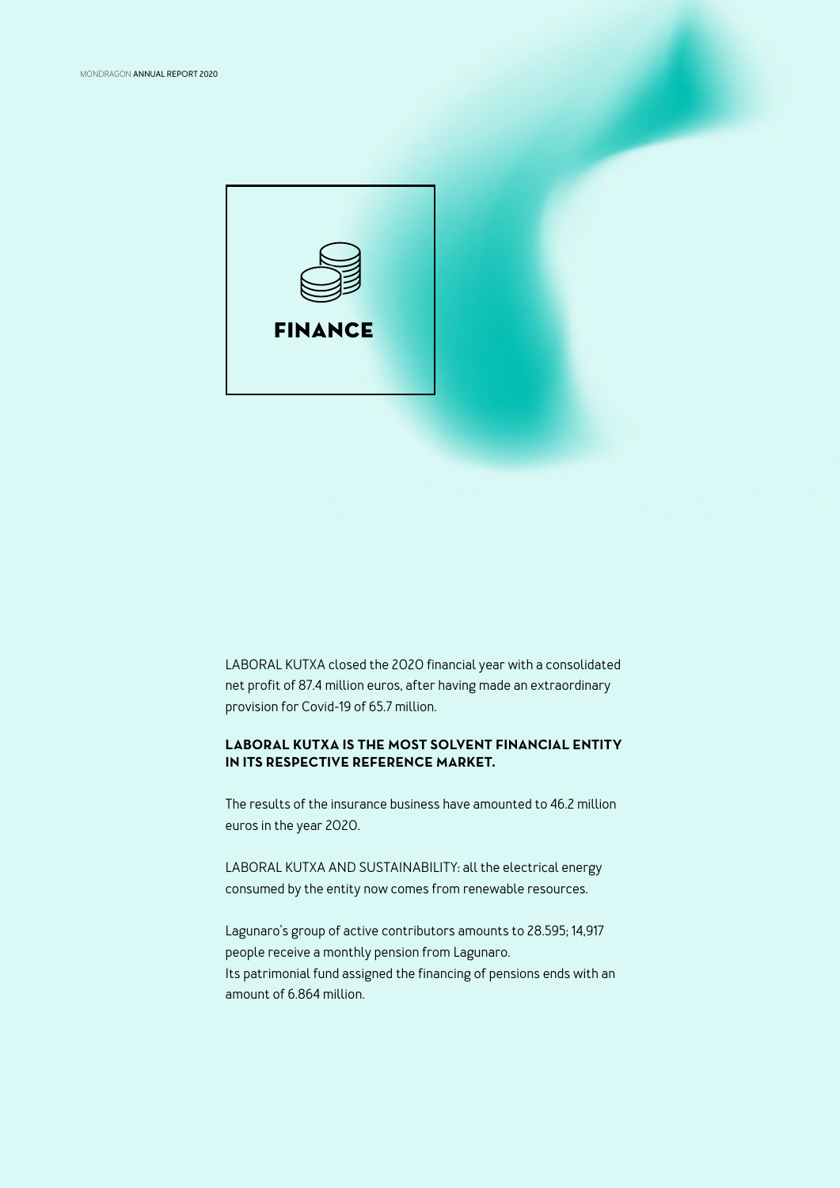# FINANCE

LABORAL KUTXA closed the 2020 financial year with a consolidated net profit of 87.4 million euros, after having made an extraordinary provision for Covid-19 of 65.7 million.

**LABORAL KUTXA IS THE MOST SOLVENT FINANCIAL ENTITY IN ITS RESPECTIVE REFERENCE MARKET.**

The results of the insurance business have amounted to 46.2 million euros in the year 2020.

LABORAL KUTXA AND SUSTAINABILITY: all the electrical energy consumed by the entity now comes from renewable resources.

Lagunaro's group of active contributors amounts to 28.595; 14,917 people receive a monthly pension from Lagunaro.
Its patrimonial fund assigned the financing of pensions ends with an amount of 6.864 million.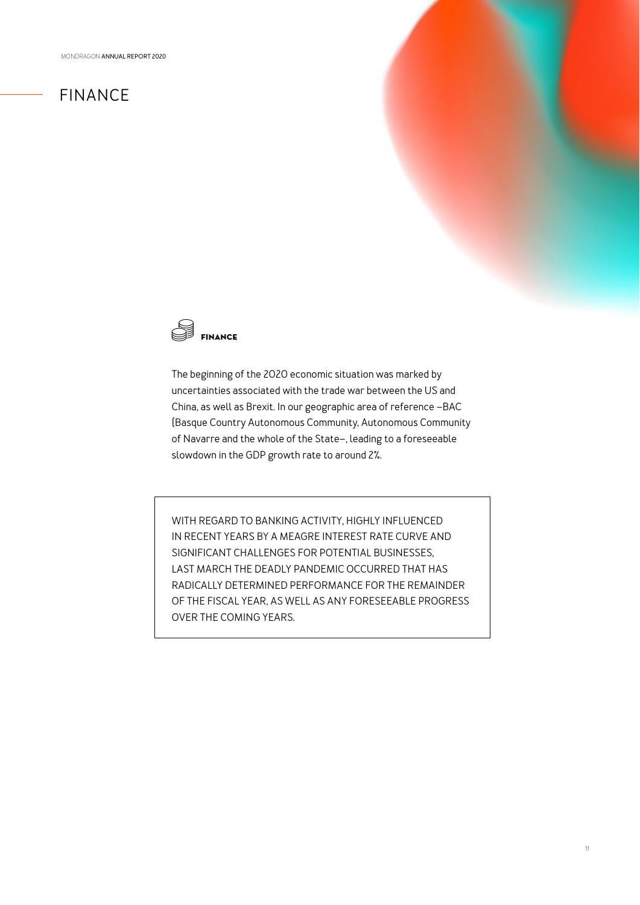# FINANCE

## FINANCE

The beginning of the 2020 economic situation was marked by uncertainties associated with the trade war between the US and China, as well as Brexit. In our geographic area of reference –BAC (Basque Country Autonomous Community, Autonomous Community of Navarre and the whole of the State–, leading to a foreseeable slowdown in the GDP growth rate to around 2%.

WITH REGARD TO BANKING ACTIVITY, HIGHLY INFLUENCED IN RECENT YEARS BY A MEAGRE INTEREST RATE CURVE AND SIGNIFICANT CHALLENGES FOR POTENTIAL BUSINESSES, LAST MARCH THE DEADLY PANDEMIC OCCURRED THAT HAS RADICALLY DETERMINED PERFORMANCE FOR THE REMAINDER OF THE FISCAL YEAR, AS WELL AS ANY FORESEEABLE PROGRESS OVER THE COMING YEARS.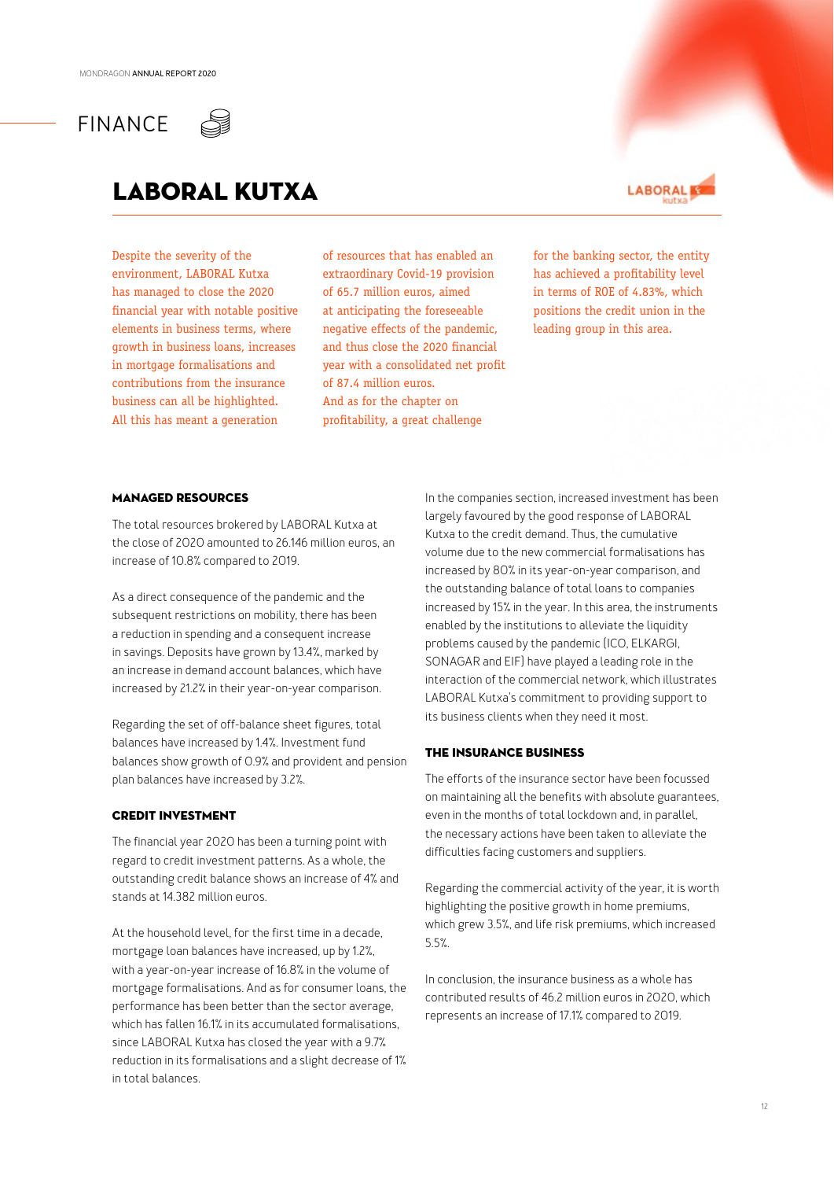# FINANCE

## LABORAL KUTXA

Despite the severity of the environment, LABORAL Kutxa has managed to close the 2020 financial year with notable positive elements in business terms, where growth in business loans, increases in mortgage formalisations and contributions from the insurance business can all be highlighted. All this has meant a generation of resources that has enabled an extraordinary Covid-19 provision of 65.7 million euros, aimed at anticipating the foreseeable negative effects of the pandemic, and thus close the 2020 financial year with a consolidated net profit of 87.4 million euros. And as for the chapter on profitability, a great challenge for the banking sector, the entity has achieved a profitability level in terms of ROE of 4.83%, which positions the credit union in the leading group in this area.

### MANAGED RESOURCES

The total resources brokered by LABORAL Kutxa at the close of 2020 amounted to 26.146 million euros, an increase of 10.8% compared to 2019.

As a direct consequence of the pandemic and the subsequent restrictions on mobility, there has been a reduction in spending and a consequent increase in savings. Deposits have grown by 13.4%, marked by an increase in demand account balances, which have increased by 21.2% in their year-on-year comparison.

Regarding the set of off-balance sheet figures, total balances have increased by 1.4%. Investment fund balances show growth of 0.9% and provident and pension plan balances have increased by 3.2%.

### CREDIT INVESTMENT

The financial year 2020 has been a turning point with regard to credit investment patterns. As a whole, the outstanding credit balance shows an increase of 4% and stands at 14.382 million euros.

At the household level, for the first time in a decade, mortgage loan balances have increased, up by 1.2%, with a year-on-year increase of 16.8% in the volume of mortgage formalisations. And as for consumer loans, the performance has been better than the sector average, which has fallen 16.1% in its accumulated formalisations, since LABORAL Kutxa has closed the year with a 9.7% reduction in its formalisations and a slight decrease of 1% in total balances.

In the companies section, increased investment has been largely favoured by the good response of LABORAL Kutxa to the credit demand. Thus, the cumulative volume due to the new commercial formalisations has increased by 80% in its year-on-year comparison, and the outstanding balance of total loans to companies increased by 15% in the year. In this area, the instruments enabled by the institutions to alleviate the liquidity problems caused by the pandemic (ICO, ELKARGI, SONAGAR and EIF) have played a leading role in the interaction of the commercial network, which illustrates LABORAL Kutxa's commitment to providing support to its business clients when they need it most.

### THE INSURANCE BUSINESS

The efforts of the insurance sector have been focussed on maintaining all the benefits with absolute guarantees, even in the months of total lockdown and, in parallel, the necessary actions have been taken to alleviate the difficulties facing customers and suppliers.

Regarding the commercial activity of the year, it is worth highlighting the positive growth in home premiums, which grew 3.5%, and life risk premiums, which increased 5.5%.

In conclusion, the insurance business as a whole has contributed results of 46.2 million euros in 2020, which represents an increase of 17.1% compared to 2019.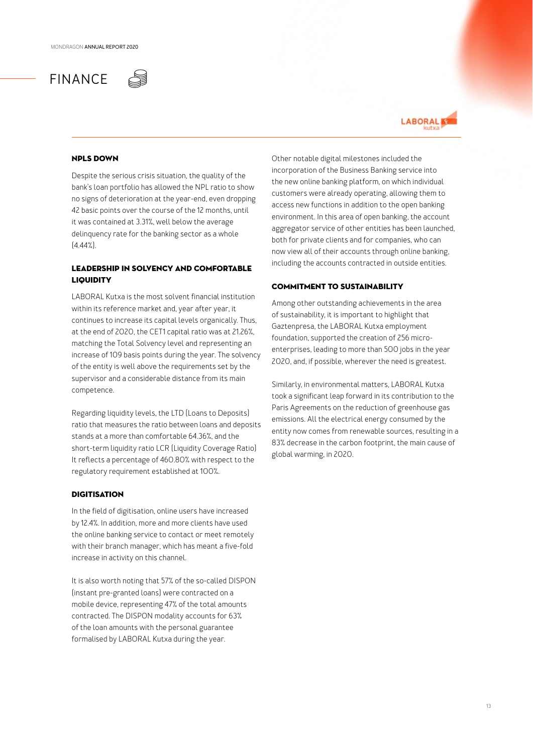# FINANCE

LABORAL Kutxa

### NPLS DOWN

Despite the serious crisis situation, the quality of the bank's loan portfolio has allowed the NPL ratio to show no signs of deterioration at the year-end, even dropping 42 basic points over the course of the 12 months, until it was contained at 3.31%, well below the average delinquency rate for the banking sector as a whole (4.44%).

### LEADERSHIP IN SOLVENCY AND COMFORTABLE LIQUIDITY

LABORAL Kutxa is the most solvent financial institution within its reference market and, year after year, it continues to increase its capital levels organically. Thus, at the end of 2020, the CET1 capital ratio was at 21.26%, matching the Total Solvency level and representing an increase of 109 basis points during the year. The solvency of the entity is well above the requirements set by the supervisor and a considerable distance from its main competence.

Regarding liquidity levels, the LTD (Loans to Deposits) ratio that measures the ratio between loans and deposits stands at a more than comfortable 64.36%, and the short-term liquidity ratio LCR (Liquidity Coverage Ratio) It reflects a percentage of 460.80% with respect to the regulatory requirement established at 100%.

### DIGITISATION

In the field of digitisation, online users have increased by 12.4%. In addition, more and more clients have used the online banking service to contact or meet remotely with their branch manager, which has meant a five-fold increase in activity on this channel.

It is also worth noting that 57% of the so-called DISPON (instant pre-granted loans) were contracted on a mobile device, representing 47% of the total amounts contracted. The DISPON modality accounts for 63% of the loan amounts with the personal guarantee formalised by LABORAL Kutxa during the year.

Other notable digital milestones included the incorporation of the Business Banking service into the new online banking platform, on which individual customers were already operating, allowing them to access new functions in addition to the open banking environment. In this area of open banking, the account aggregator service of other entities has been launched, both for private clients and for companies, who can now view all of their accounts through online banking, including the accounts contracted in outside entities.

### COMMITMENT TO SUSTAINABILITY

Among other outstanding achievements in the area of sustainability, it is important to highlight that Gaztenpresa, the LABORAL Kutxa employment foundation, supported the creation of 256 micro-enterprises, leading to more than 500 jobs in the year 2020, and, if possible, wherever the need is greatest.

Similarly, in environmental matters, LABORAL Kutxa took a significant leap forward in its contribution to the Paris Agreements on the reduction of greenhouse gas emissions. All the electrical energy consumed by the entity now comes from renewable sources, resulting in a 83% decrease in the carbon footprint, the main cause of global warming, in 2020.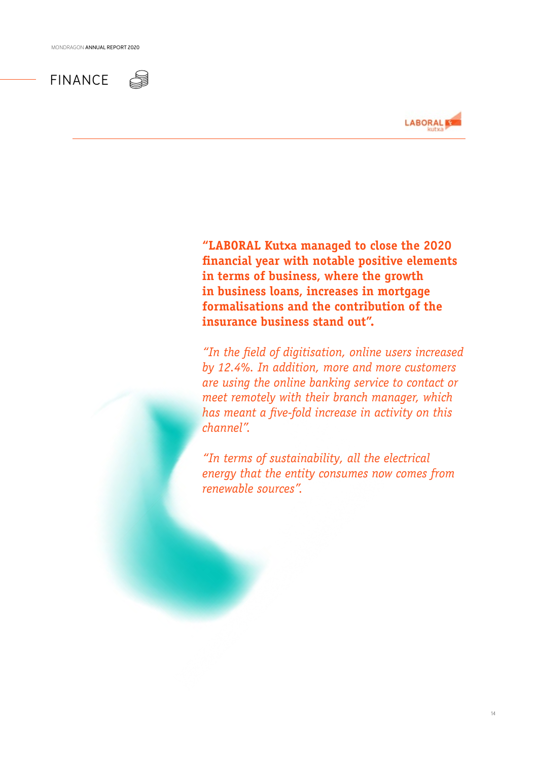# FINANCE

LABORAL Kutxa

**"LABORAL Kutxa managed to close the 2020 financial year with notable positive elements in terms of business, where the growth in business loans, increases in mortgage formalisations and the contribution of the insurance business stand out".**

*"In the field of digitisation, online users increased by 12.4%. In addition, more and more customers are using the online banking service to contact or meet remotely with their branch manager, which has meant a five-fold increase in activity on this channel".*

*"In terms of sustainability, all the electrical energy that the entity consumes now comes from renewable sources".*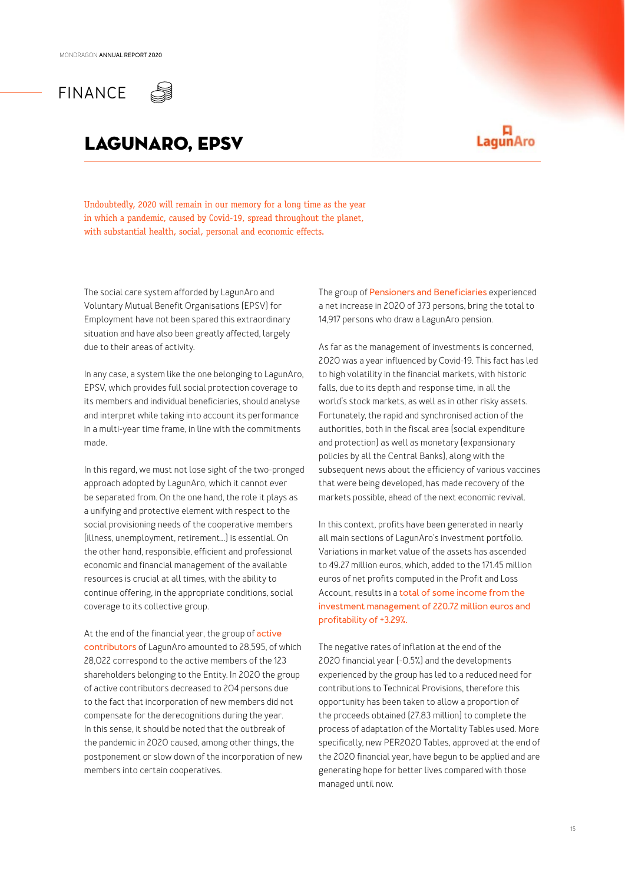# FINANCE

## LAGUNARO, EPSV

Undoubtedly, 2020 will remain in our memory for a long time as the year in which a pandemic, caused by Covid-19, spread throughout the planet, with substantial health, social, personal and economic effects.

The social care system afforded by LagunAro and Voluntary Mutual Benefit Organisations (EPSV) for Employment have not been spared this extraordinary situation and have also been greatly affected, largely due to their areas of activity.

In any case, a system like the one belonging to LagunAro, EPSV, which provides full social protection coverage to its members and individual beneficiaries, should analyse and interpret while taking into account its performance in a multi-year time frame, in line with the commitments made.

In this regard, we must not lose sight of the two-pronged approach adopted by LagunAro, which it cannot ever be separated from. On the one hand, the role it plays as a unifying and protective element with respect to the social provisioning needs of the cooperative members (illness, unemployment, retirement…) is essential. On the other hand, responsible, efficient and professional economic and financial management of the available resources is crucial at all times, with the ability to continue offering, in the appropriate conditions, social coverage to its collective group.

At the end of the financial year, the group of active contributors of LagunAro amounted to 28,595, of which 28,022 correspond to the active members of the 123 shareholders belonging to the Entity. In 2020 the group of active contributors decreased to 204 persons due to the fact that incorporation of new members did not compensate for the derecognitions during the year. In this sense, it should be noted that the outbreak of the pandemic in 2020 caused, among other things, the postponement or slow down of the incorporation of new members into certain cooperatives.

The group of Pensioners and Beneficiaries experienced a net increase in 2020 of 373 persons, bring the total to 14,917 persons who draw a LagunAro pension.

As far as the management of investments is concerned, 2020 was a year influenced by Covid-19. This fact has led to high volatility in the financial markets, with historic falls, due to its depth and response time, in all the world's stock markets, as well as in other risky assets. Fortunately, the rapid and synchronised action of the authorities, both in the fiscal area (social expenditure and protection) as well as monetary (expansionary policies by all the Central Banks), along with the subsequent news about the efficiency of various vaccines that were being developed, has made recovery of the markets possible, ahead of the next economic revival.

In this context, profits have been generated in nearly all main sections of LagunAro's investment portfolio. Variations in market value of the assets has ascended to 49.27 million euros, which, added to the 171.45 million euros of net profits computed in the Profit and Loss Account, results in a total of some income from the investment management of 220.72 million euros and profitability of +3.29%.

The negative rates of inflation at the end of the 2020 financial year (-0.5%) and the developments experienced by the group has led to a reduced need for contributions to Technical Provisions, therefore this opportunity has been taken to allow a proportion of the proceeds obtained (27.83 million) to complete the process of adaptation of the Mortality Tables used. More specifically, new PER2020 Tables, approved at the end of the 2020 financial year, have begun to be applied and are generating hope for better lives compared with those managed until now.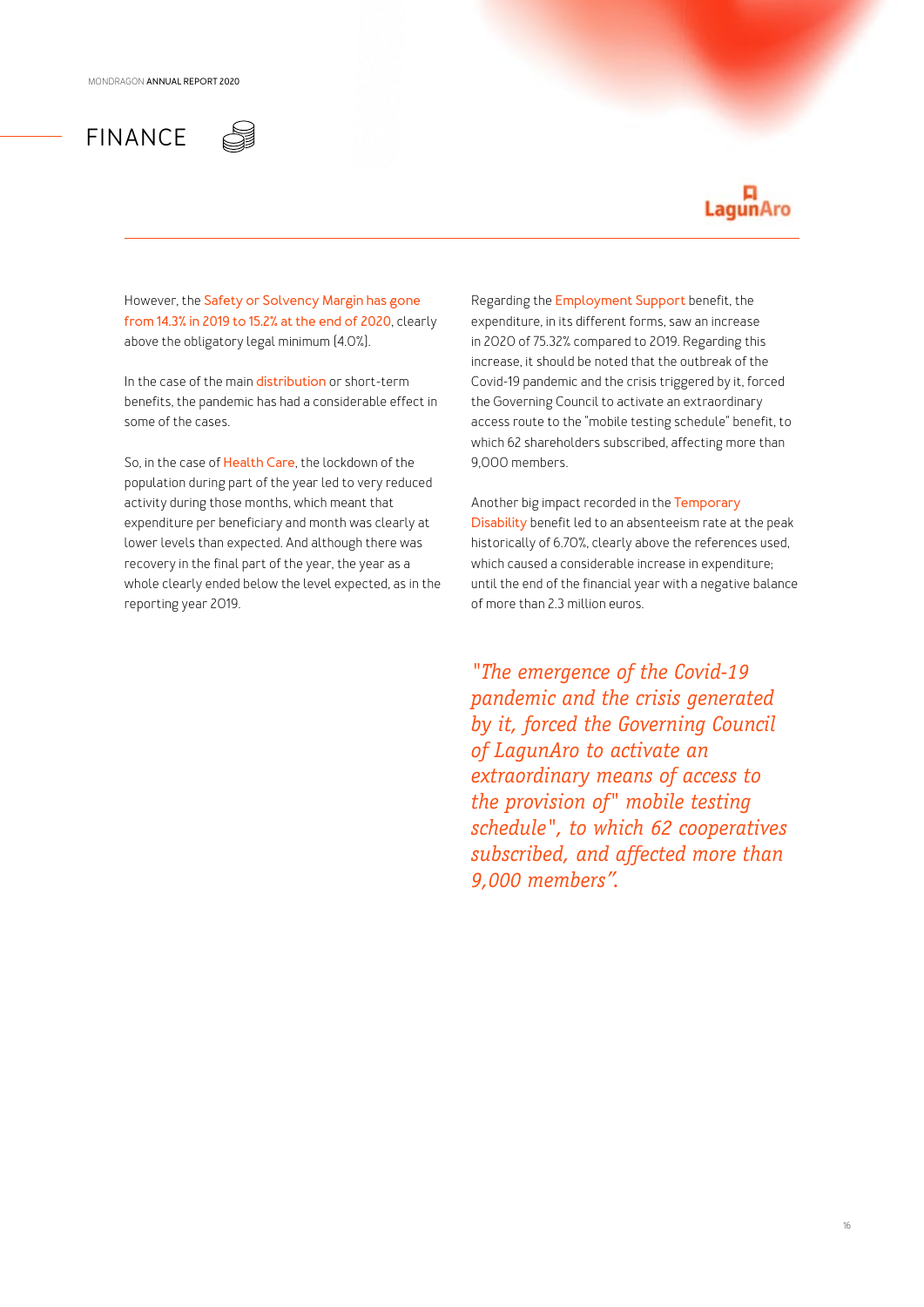# FINANCE

LagunAro

However, the Safety or Solvency Margin has gone from 14.3% in 2019 to 15.2% at the end of 2020, clearly above the obligatory legal minimum (4.0%).

In the case of the main distribution or short-term benefits, the pandemic has had a considerable effect in some of the cases.

So, in the case of Health Care, the lockdown of the population during part of the year led to very reduced activity during those months, which meant that expenditure per beneficiary and month was clearly at lower levels than expected. And although there was recovery in the final part of the year, the year as a whole clearly ended below the level expected, as in the reporting year 2019.

Regarding the Employment Support benefit, the expenditure, in its different forms, saw an increase in 2020 of 75.32% compared to 2019. Regarding this increase, it should be noted that the outbreak of the Covid-19 pandemic and the crisis triggered by it, forced the Governing Council to activate an extraordinary access route to the "mobile testing schedule" benefit, to which 62 shareholders subscribed, affecting more than 9,000 members.

Another big impact recorded in the Temporary Disability benefit led to an absenteeism rate at the peak historically of 6.70%, clearly above the references used, which caused a considerable increase in expenditure; until the end of the financial year with a negative balance of more than 2.3 million euros.

*"The emergence of the Covid-19 pandemic and the crisis generated by it, forced the Governing Council of LagunAro to activate an extraordinary means of access to the provision of" mobile testing schedule", to which 62 cooperatives subscribed, and affected more than 9,000 members".*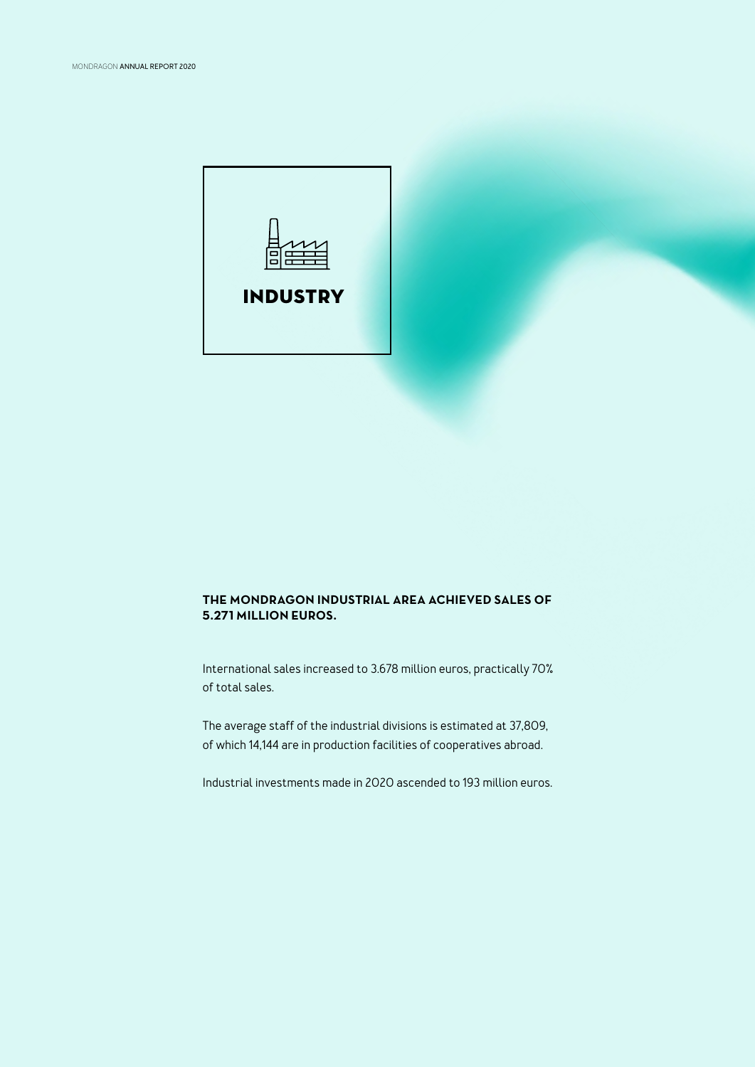# INDUSTRY

**THE MONDRAGON INDUSTRIAL AREA ACHIEVED SALES OF 5.271 MILLION EUROS.**

International sales increased to 3.678 million euros, practically 70% of total sales.

The average staff of the industrial divisions is estimated at 37,809, of which 14,144 are in production facilities of cooperatives abroad.

Industrial investments made in 2020 ascended to 193 million euros.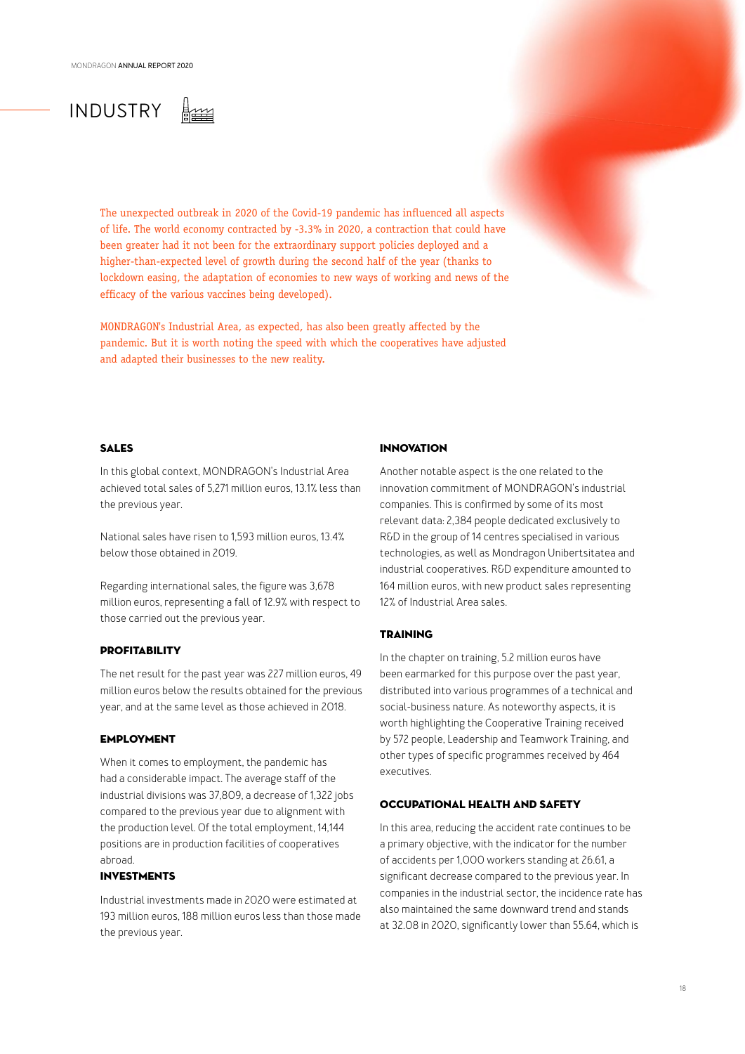# INDUSTRY

The unexpected outbreak in 2020 of the Covid-19 pandemic has influenced all aspects of life. The world economy contracted by -3.3% in 2020, a contraction that could have been greater had it not been for the extraordinary support policies deployed and a higher-than-expected level of growth during the second half of the year (thanks to lockdown easing, the adaptation of economies to new ways of working and news of the efficacy of the various vaccines being developed).

MONDRAGON's Industrial Area, as expected, has also been greatly affected by the pandemic. But it is worth noting the speed with which the cooperatives have adjusted and adapted their businesses to the new reality.

## SALES

In this global context, MONDRAGON's Industrial Area achieved total sales of 5,271 million euros, 13.1% less than the previous year.

National sales have risen to 1,593 million euros, 13.4% below those obtained in 2019.

Regarding international sales, the figure was 3,678 million euros, representing a fall of 12.9% with respect to those carried out the previous year.

## PROFITABILITY

The net result for the past year was 227 million euros, 49 million euros below the results obtained for the previous year, and at the same level as those achieved in 2018.

## EMPLOYMENT

When it comes to employment, the pandemic has had a considerable impact. The average staff of the industrial divisions was 37,809, a decrease of 1,322 jobs compared to the previous year due to alignment with the production level. Of the total employment, 14,144 positions are in production facilities of cooperatives abroad.

## INVESTMENTS

Industrial investments made in 2020 were estimated at 193 million euros, 188 million euros less than those made the previous year.

## INNOVATION

Another notable aspect is the one related to the innovation commitment of MONDRAGON's industrial companies. This is confirmed by some of its most relevant data: 2,384 people dedicated exclusively to R&D in the group of 14 centres specialised in various technologies, as well as Mondragon Unibertsitatea and industrial cooperatives. R&D expenditure amounted to 164 million euros, with new product sales representing 12% of Industrial Area sales.

## TRAINING

In the chapter on training, 5.2 million euros have been earmarked for this purpose over the past year, distributed into various programmes of a technical and social-business nature. As noteworthy aspects, it is worth highlighting the Cooperative Training received by 572 people, Leadership and Teamwork Training, and other types of specific programmes received by 464 executives.

## OCCUPATIONAL HEALTH AND SAFETY

In this area, reducing the accident rate continues to be a primary objective, with the indicator for the number of accidents per 1,000 workers standing at 26.61, a significant decrease compared to the previous year. In companies in the industrial sector, the incidence rate has also maintained the same downward trend and stands at 32.08 in 2020, significantly lower than 55.64, which is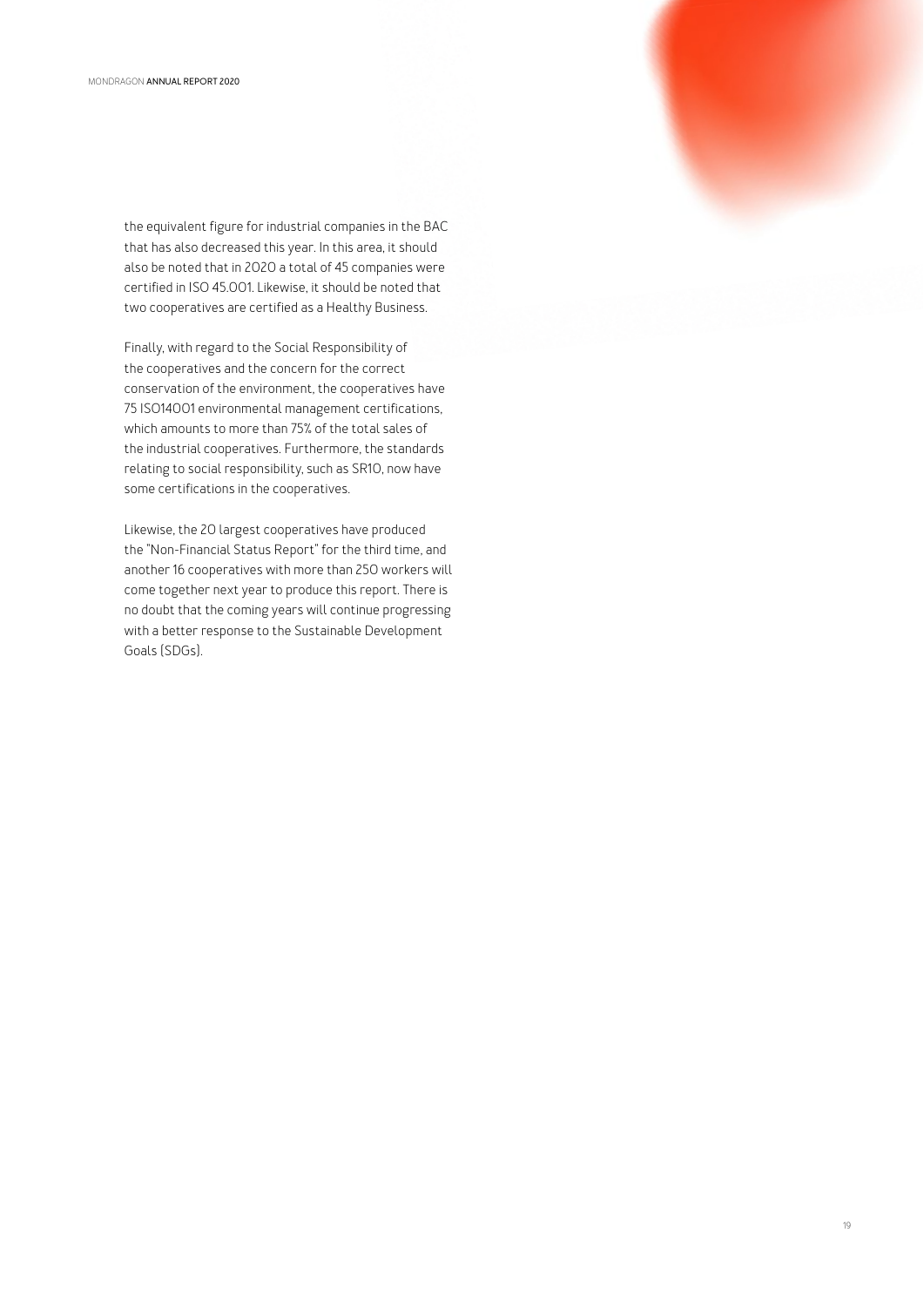the equivalent figure for industrial companies in the BAC that has also decreased this year. In this area, it should also be noted that in 2020 a total of 45 companies were certified in ISO 45.001. Likewise, it should be noted that two cooperatives are certified as a Healthy Business.

Finally, with regard to the Social Responsibility of the cooperatives and the concern for the correct conservation of the environment, the cooperatives have 75 ISO14001 environmental management certifications, which amounts to more than 75% of the total sales of the industrial cooperatives. Furthermore, the standards relating to social responsibility, such as SR10, now have some certifications in the cooperatives.

Likewise, the 20 largest cooperatives have produced the "Non-Financial Status Report" for the third time, and another 16 cooperatives with more than 250 workers will come together next year to produce this report. There is no doubt that the coming years will continue progressing with a better response to the Sustainable Development Goals (SDGs).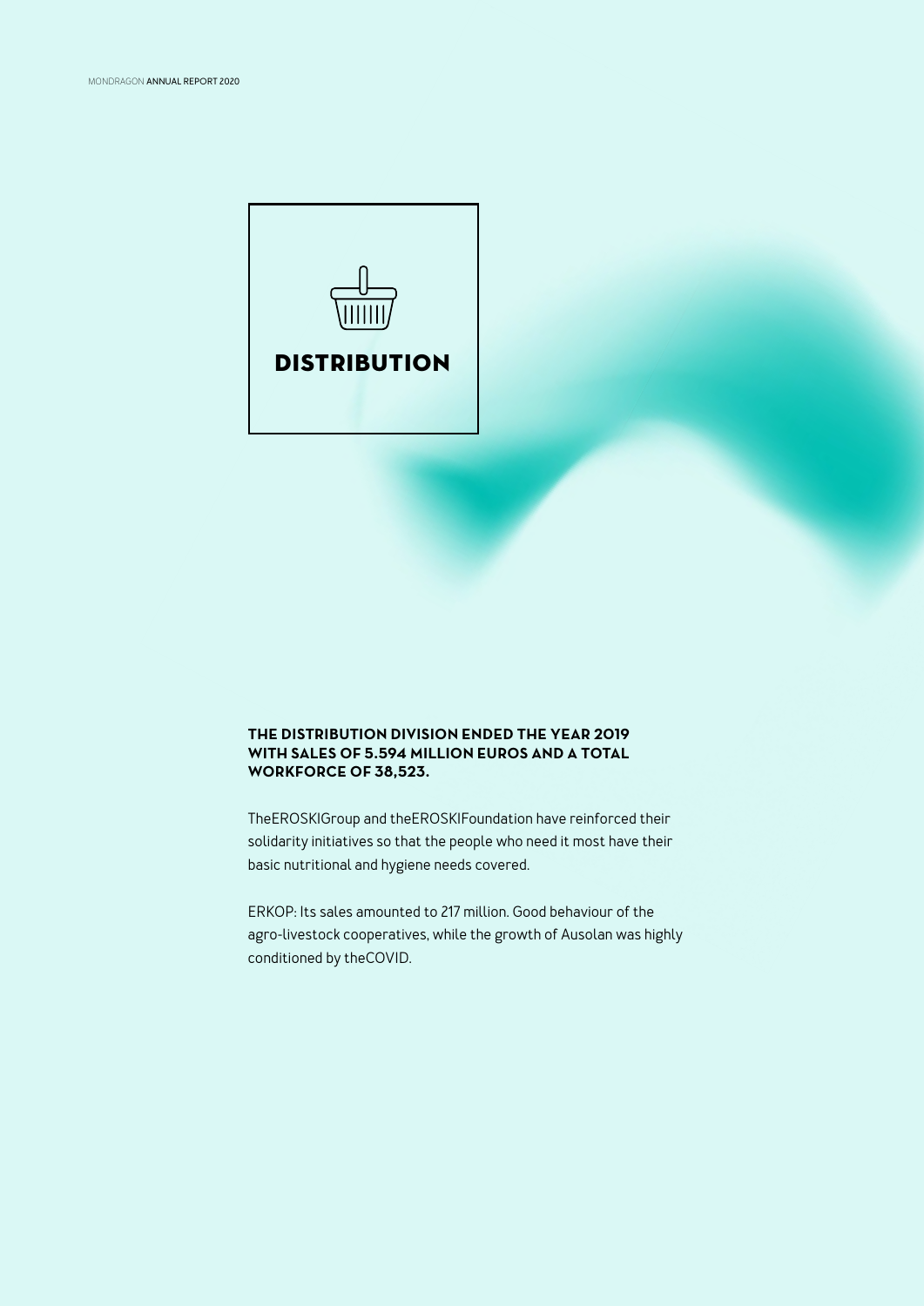# DISTRIBUTION

**THE DISTRIBUTION DIVISION ENDED THE YEAR 2019 WITH SALES OF 5.594 MILLION EUROS AND A TOTAL WORKFORCE OF 38,523.**

TheEROSKIGroup and theEROSKIFoundation have reinforced their solidarity initiatives so that the people who need it most have their basic nutritional and hygiene needs covered.

ERKOP: Its sales amounted to 217 million. Good behaviour of the agro-livestock cooperatives, while the growth of Ausolan was highly conditioned by theCOVID.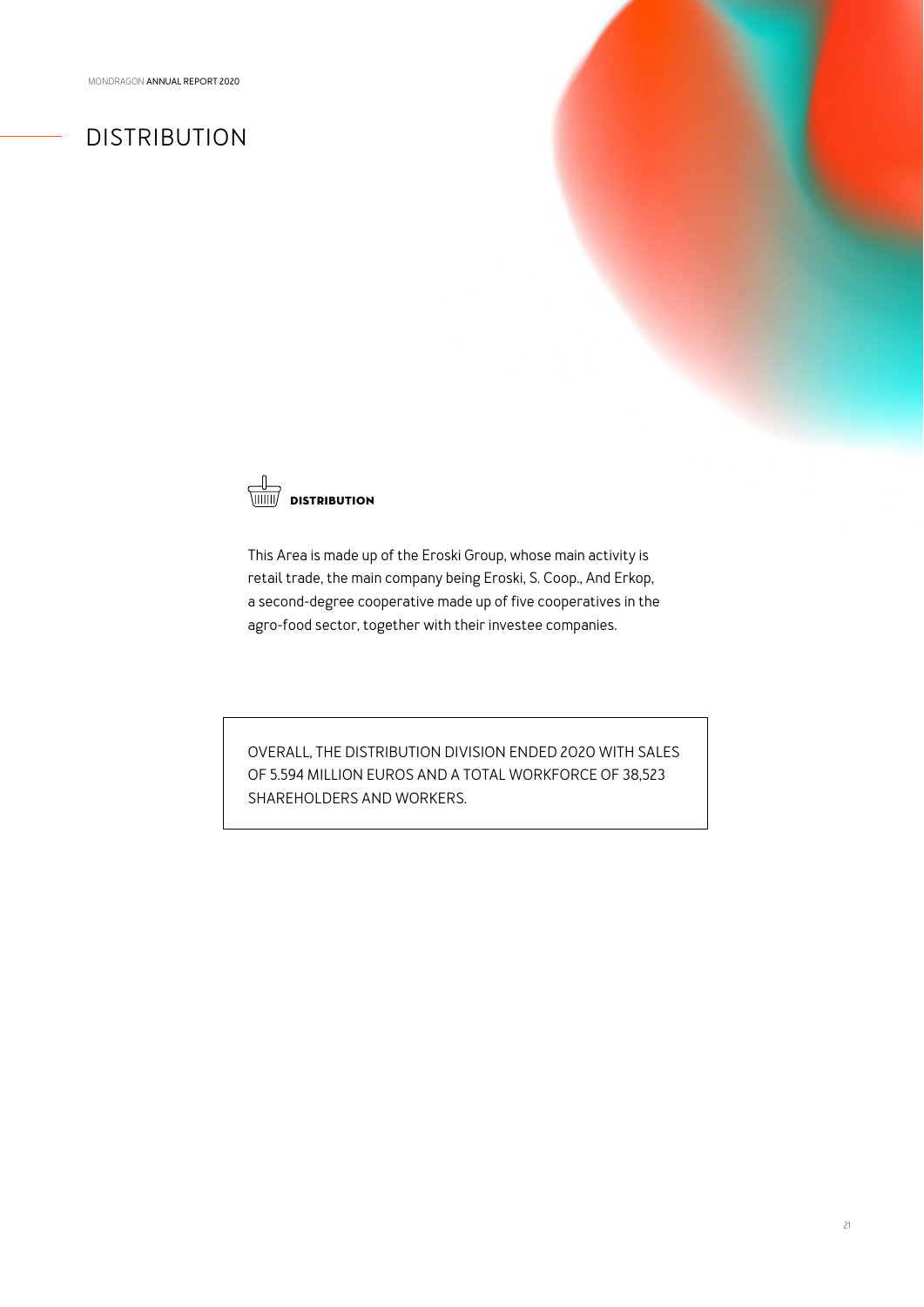# DISTRIBUTION

### DISTRIBUTION

This Area is made up of the Eroski Group, whose main activity is retail trade, the main company being Eroski, S. Coop., And Erkop, a second-degree cooperative made up of five cooperatives in the agro-food sector, together with their investee companies.

OVERALL, THE DISTRIBUTION DIVISION ENDED 2020 WITH SALES OF 5.594 MILLION EUROS AND A TOTAL WORKFORCE OF 38,523 SHAREHOLDERS AND WORKERS.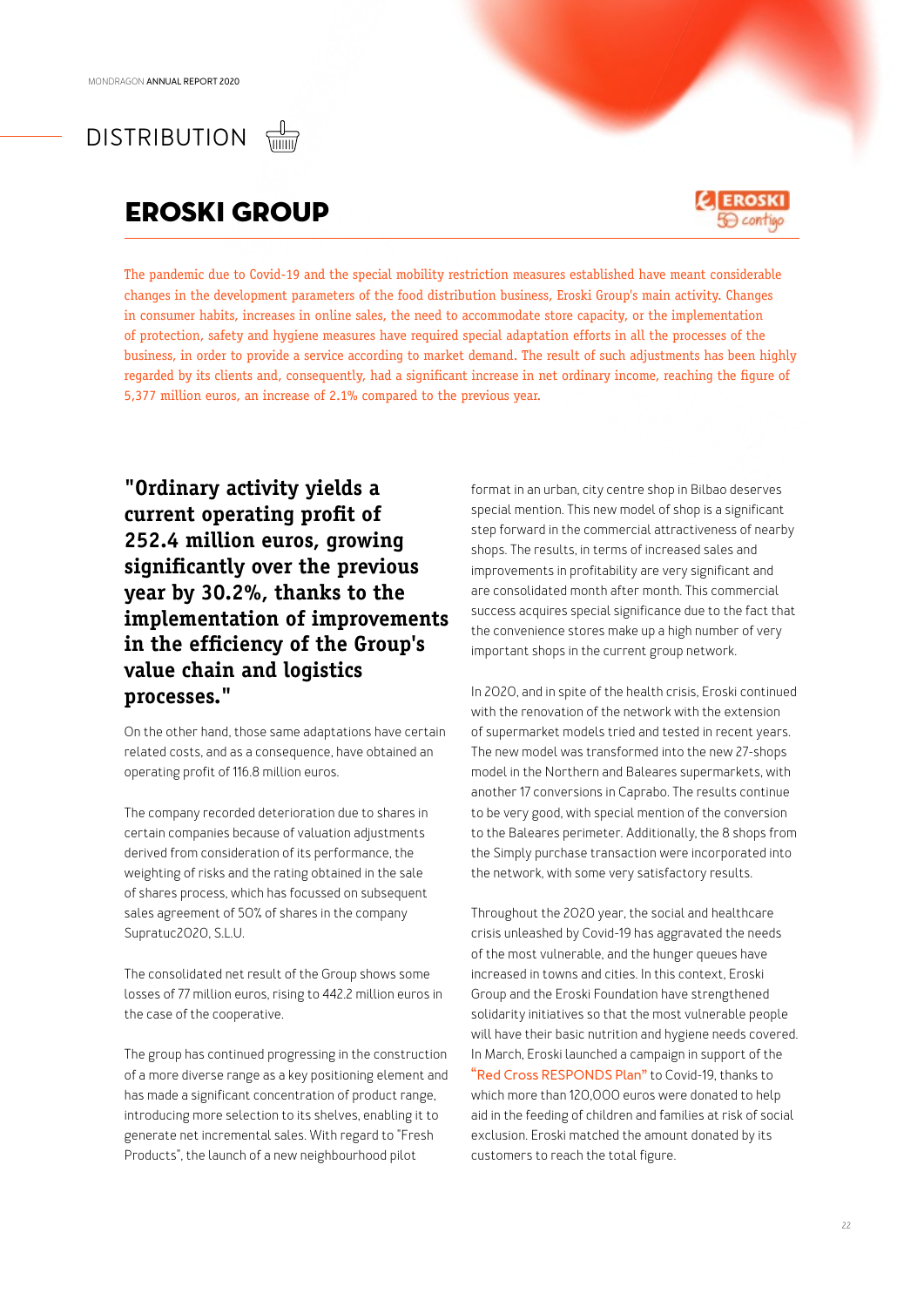# DISTRIBUTION

## EROSKI GROUP

The pandemic due to Covid-19 and the special mobility restriction measures established have meant considerable changes in the development parameters of the food distribution business, Eroski Group's main activity. Changes in consumer habits, increases in online sales, the need to accommodate store capacity, or the implementation of protection, safety and hygiene measures have required special adaptation efforts in all the processes of the business, in order to provide a service according to market demand. The result of such adjustments has been highly regarded by its clients and, consequently, had a significant increase in net ordinary income, reaching the figure of 5,377 million euros, an increase of 2.1% compared to the previous year.

**"Ordinary activity yields a current operating profit of 252.4 million euros, growing significantly over the previous year by 30.2%, thanks to the implementation of improvements in the efficiency of the Group's value chain and logistics processes."**

On the other hand, those same adaptations have certain related costs, and as a consequence, have obtained an operating profit of 116.8 million euros.

The company recorded deterioration due to shares in certain companies because of valuation adjustments derived from consideration of its performance, the weighting of risks and the rating obtained in the sale of shares process, which has focussed on subsequent sales agreement of 50% of shares in the company Supratuc2020, S.L.U.

The consolidated net result of the Group shows some losses of 77 million euros, rising to 442.2 million euros in the case of the cooperative.

The group has continued progressing in the construction of a more diverse range as a key positioning element and has made a significant concentration of product range, introducing more selection to its shelves, enabling it to generate net incremental sales. With regard to "Fresh Products", the launch of a new neighbourhood pilot format in an urban, city centre shop in Bilbao deserves special mention. This new model of shop is a significant step forward in the commercial attractiveness of nearby shops. The results, in terms of increased sales and improvements in profitability are very significant and are consolidated month after month. This commercial success acquires special significance due to the fact that the convenience stores make up a high number of very important shops in the current group network.

In 2020, and in spite of the health crisis, Eroski continued with the renovation of the network with the extension of supermarket models tried and tested in recent years. The new model was transformed into the new 27-shops model in the Northern and Baleares supermarkets, with another 17 conversions in Caprabo. The results continue to be very good, with special mention of the conversion to the Baleares perimeter. Additionally, the 8 shops from the Simply purchase transaction were incorporated into the network, with some very satisfactory results.

Throughout the 2020 year, the social and healthcare crisis unleashed by Covid-19 has aggravated the needs of the most vulnerable, and the hunger queues have increased in towns and cities. In this context, Eroski Group and the Eroski Foundation have strengthened solidarity initiatives so that the most vulnerable people will have their basic nutrition and hygiene needs covered. In March, Eroski launched a campaign in support of the "Red Cross RESPONDS Plan" to Covid-19, thanks to which more than 120,000 euros were donated to help aid in the feeding of children and families at risk of social exclusion. Eroski matched the amount donated by its customers to reach the total figure.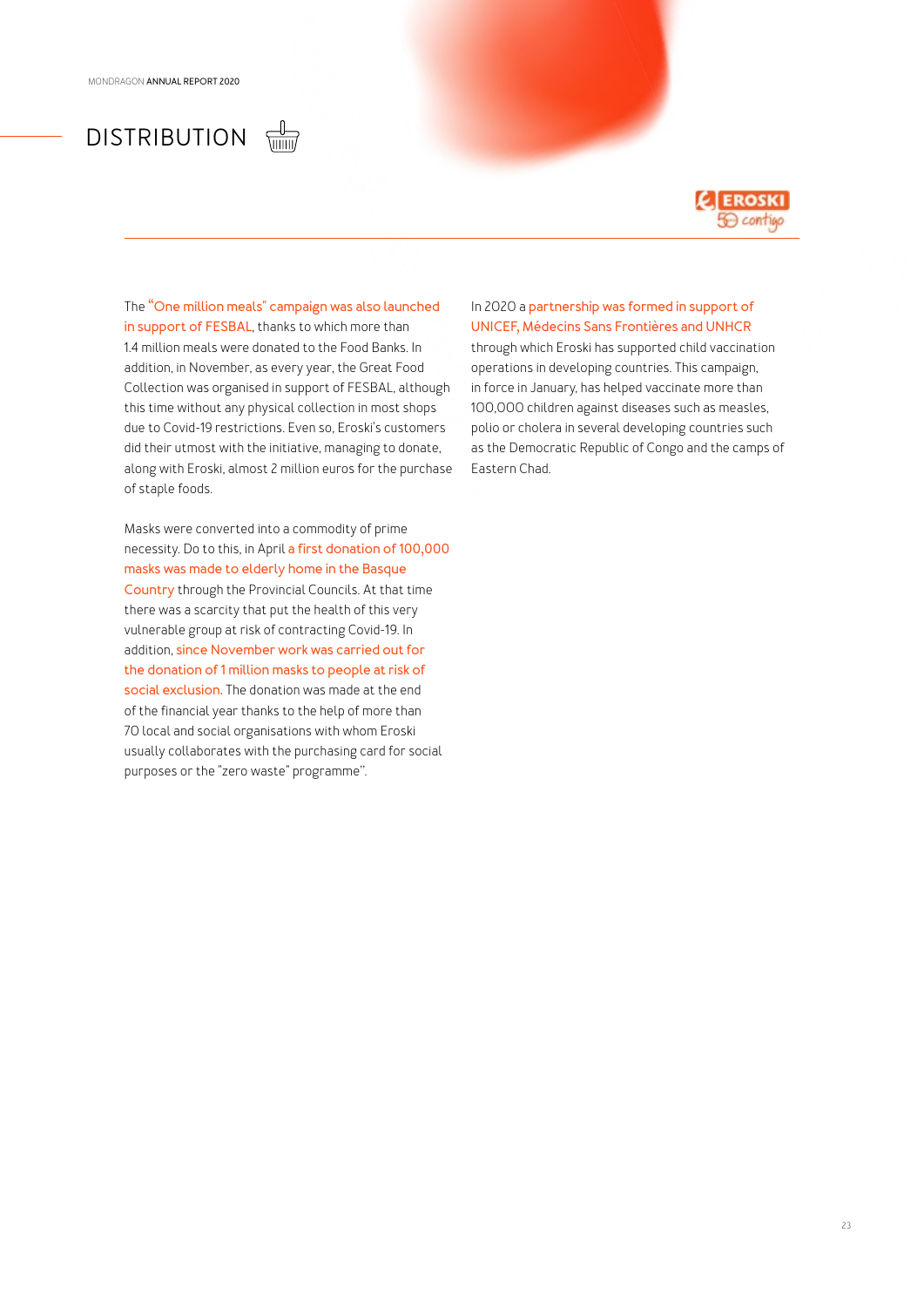# DISTRIBUTION

The "One million meals" campaign was also launched in support of FESBAL, thanks to which more than 1.4 million meals were donated to the Food Banks. In addition, in November, as every year, the Great Food Collection was organised in support of FESBAL, although this time without any physical collection in most shops due to Covid-19 restrictions. Even so, Eroski's customers did their utmost with the initiative, managing to donate, along with Eroski, almost 2 million euros for the purchase of staple foods.

Masks were converted into a commodity of prime necessity. Do to this, in April a first donation of 100,000 masks was made to elderly home in the Basque Country through the Provincial Councils. At that time there was a scarcity that put the health of this very vulnerable group at risk of contracting Covid-19. In addition, since November work was carried out for the donation of 1 million masks to people at risk of social exclusion. The donation was made at the end of the financial year thanks to the help of more than 70 local and social organisations with whom Eroski usually collaborates with the purchasing card for social purposes or the "zero waste" programme".

In 2020 a partnership was formed in support of UNICEF, Médecins Sans Frontières and UNHCR through which Eroski has supported child vaccination operations in developing countries. This campaign, in force in January, has helped vaccinate more than 100,000 children against diseases such as measles, polio or cholera in several developing countries such as the Democratic Republic of Congo and the camps of Eastern Chad.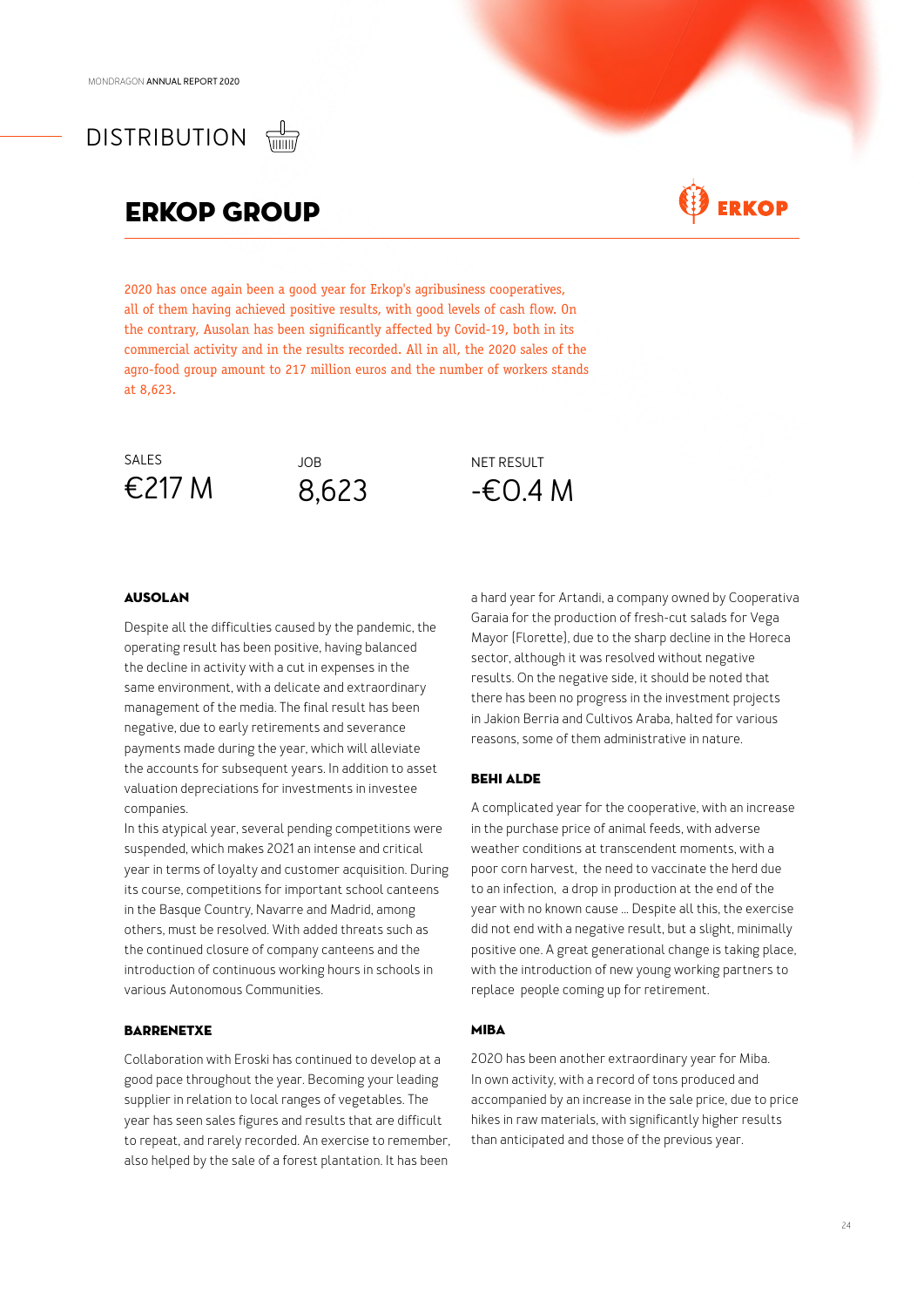# DISTRIBUTION

## ERKOP GROUP

ERKOP

2020 has once again been a good year for Erkop's agribusiness cooperatives, all of them having achieved positive results, with good levels of cash flow. On the contrary, Ausolan has been significantly affected by Covid-19, both in its commercial activity and in the results recorded. All in all, the 2020 sales of the agro-food group amount to 217 million euros and the number of workers stands at 8,623.

| SALES | JOB | NET RESULT |
|---|---|---|
| €217 M | 8,623 | -€0.4 M |

### AUSOLAN

Despite all the difficulties caused by the pandemic, the operating result has been positive, having balanced the decline in activity with a cut in expenses in the same environment, with a delicate and extraordinary management of the media. The final result has been negative, due to early retirements and severance payments made during the year, which will alleviate the accounts for subsequent years. In addition to asset valuation depreciations for investments in investee companies.

In this atypical year, several pending competitions were suspended, which makes 2021 an intense and critical year in terms of loyalty and customer acquisition. During its course, competitions for important school canteens in the Basque Country, Navarre and Madrid, among others, must be resolved. With added threats such as the continued closure of company canteens and the introduction of continuous working hours in schools in various Autonomous Communities.

### BARRENETXE

Collaboration with Eroski has continued to develop at a good pace throughout the year. Becoming your leading supplier in relation to local ranges of vegetables. The year has seen sales figures and results that are difficult to repeat, and rarely recorded. An exercise to remember, also helped by the sale of a forest plantation. It has been a hard year for Artandi, a company owned by Cooperativa Garaia for the production of fresh-cut salads for Vega Mayor (Florette), due to the sharp decline in the Horeca sector, although it was resolved without negative results. On the negative side, it should be noted that there has been no progress in the investment projects in Jakion Berria and Cultivos Araba, halted for various reasons, some of them administrative in nature.

### BEHI ALDE

A complicated year for the cooperative, with an increase in the purchase price of animal feeds, with adverse weather conditions at transcendent moments, with a poor corn harvest, the need to vaccinate the herd due to an infection, a drop in production at the end of the year with no known cause ... Despite all this, the exercise did not end with a negative result, but a slight, minimally positive one. A great generational change is taking place, with the introduction of new young working partners to replace people coming up for retirement.

### MIBA

2020 has been another extraordinary year for Miba. In own activity, with a record of tons produced and accompanied by an increase in the sale price, due to price hikes in raw materials, with significantly higher results than anticipated and those of the previous year.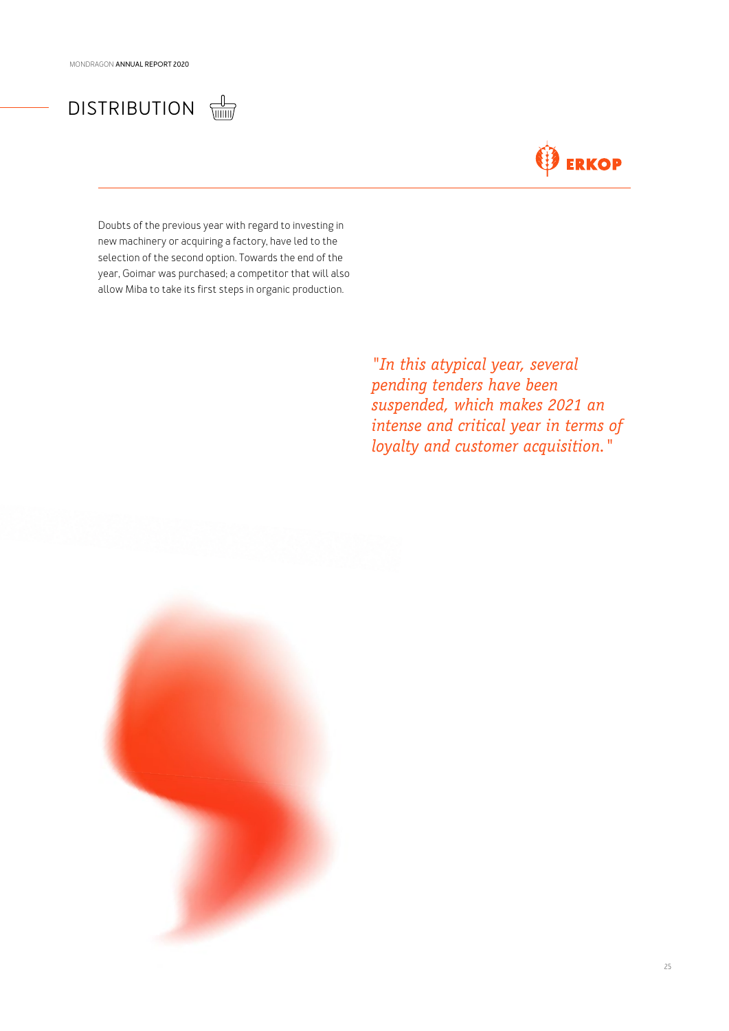# DISTRIBUTION

ERKOP

Doubts of the previous year with regard to investing in new machinery or acquiring a factory, have led to the selection of the second option. Towards the end of the year, Goimar was purchased; a competitor that will also allow Miba to take its first steps in organic production.

*"In this atypical year, several pending tenders have been suspended, which makes 2021 an intense and critical year in terms of loyalty and customer acquisition."*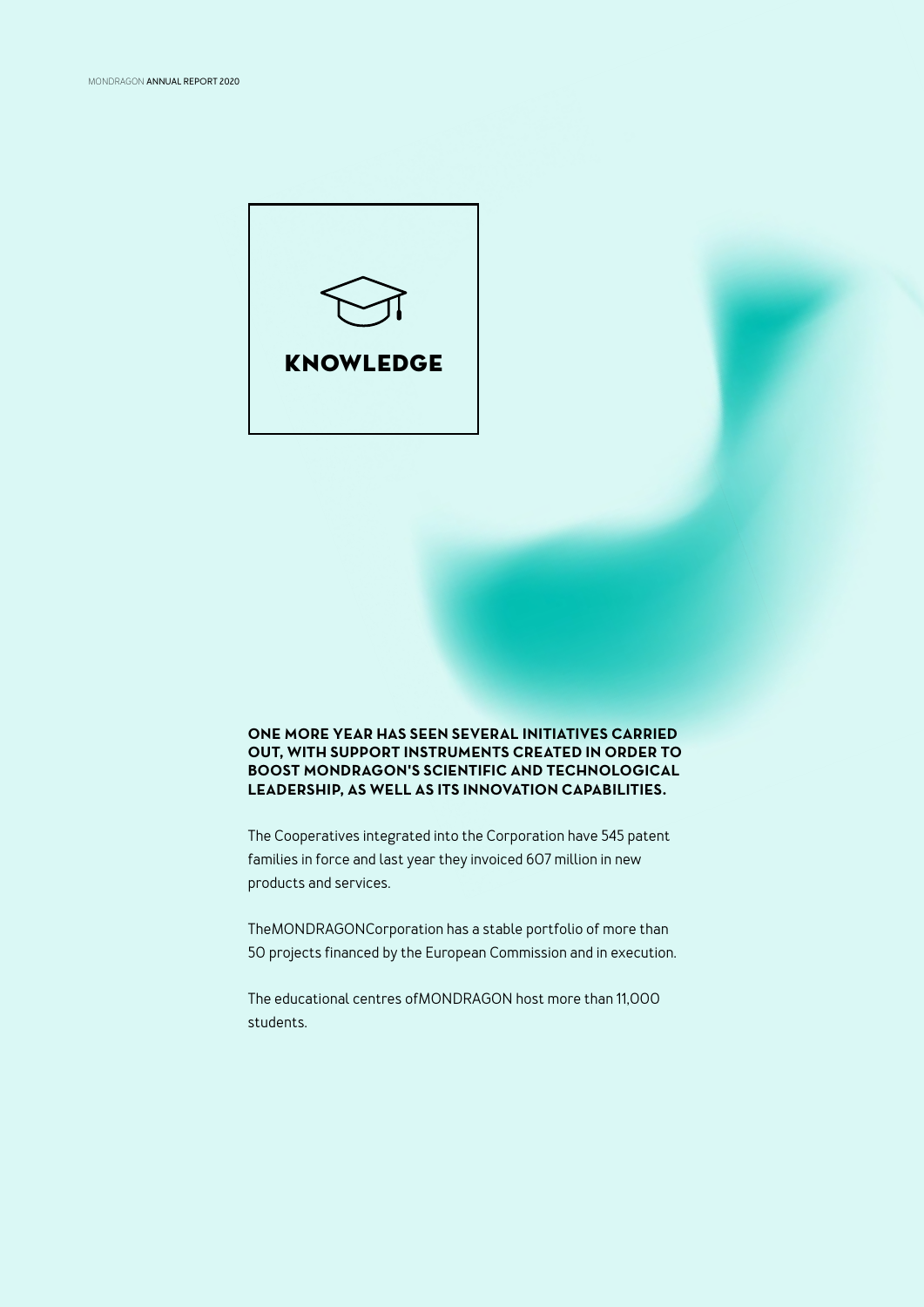# KNOWLEDGE

**ONE MORE YEAR HAS SEEN SEVERAL INITIATIVES CARRIED OUT, WITH SUPPORT INSTRUMENTS CREATED IN ORDER TO BOOST MONDRAGON'S SCIENTIFIC AND TECHNOLOGICAL LEADERSHIP, AS WELL AS ITS INNOVATION CAPABILITIES.**

The Cooperatives integrated into the Corporation have 545 patent families in force and last year they invoiced 607 million in new products and services.

TheMONDRAGONCorporation has a stable portfolio of more than 50 projects financed by the European Commission and in execution.

The educational centres ofMONDRAGON host more than 11,000 students.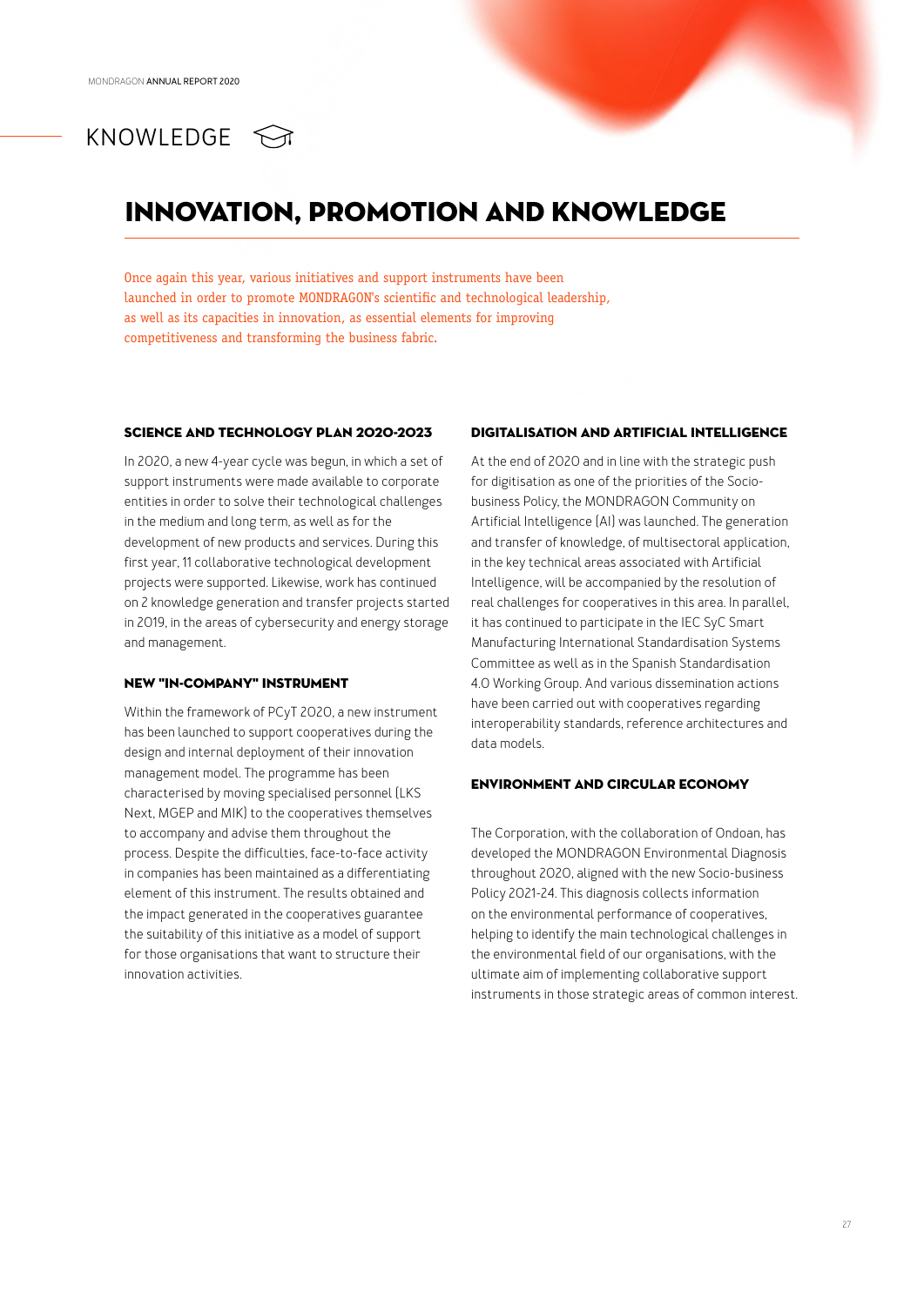# KNOWLEDGE

## INNOVATION, PROMOTION AND KNOWLEDGE

Once again this year, various initiatives and support instruments have been launched in order to promote MONDRAGON's scientific and technological leadership, as well as its capacities in innovation, as essential elements for improving competitiveness and transforming the business fabric.

### SCIENCE AND TECHNOLOGY PLAN 2020-2023

In 2020, a new 4-year cycle was begun, in which a set of support instruments were made available to corporate entities in order to solve their technological challenges in the medium and long term, as well as for the development of new products and services. During this first year, 11 collaborative technological development projects were supported. Likewise, work has continued on 2 knowledge generation and transfer projects started in 2019, in the areas of cybersecurity and energy storage and management.

### NEW "IN-COMPANY" INSTRUMENT

Within the framework of PCyT 2020, a new instrument has been launched to support cooperatives during the design and internal deployment of their innovation management model. The programme has been characterised by moving specialised personnel (LKS Next, MGEP and MIK) to the cooperatives themselves to accompany and advise them throughout the process. Despite the difficulties, face-to-face activity in companies has been maintained as a differentiating element of this instrument. The results obtained and the impact generated in the cooperatives guarantee the suitability of this initiative as a model of support for those organisations that want to structure their innovation activities.

### DIGITALISATION AND ARTIFICIAL INTELLIGENCE

At the end of 2020 and in line with the strategic push for digitisation as one of the priorities of the Socio-business Policy, the MONDRAGON Community on Artificial Intelligence (AI) was launched. The generation and transfer of knowledge, of multisectoral application, in the key technical areas associated with Artificial Intelligence, will be accompanied by the resolution of real challenges for cooperatives in this area. In parallel, it has continued to participate in the IEC SyC Smart Manufacturing International Standardisation Systems Committee as well as in the Spanish Standardisation 4.0 Working Group. And various dissemination actions have been carried out with cooperatives regarding interoperability standards, reference architectures and data models.

### ENVIRONMENT AND CIRCULAR ECONOMY

The Corporation, with the collaboration of Ondoan, has developed the MONDRAGON Environmental Diagnosis throughout 2020, aligned with the new Socio-business Policy 2021-24. This diagnosis collects information on the environmental performance of cooperatives, helping to identify the main technological challenges in the environmental field of our organisations, with the ultimate aim of implementing collaborative support instruments in those strategic areas of common interest.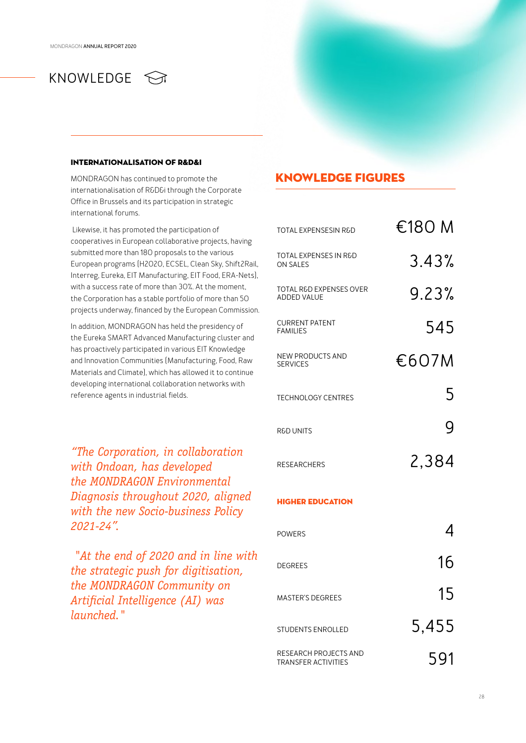# KNOWLEDGE

## INTERNATIONALISATION OF R&D&I

MONDRAGON has continued to promote the internationalisation of R&D&i through the Corporate Office in Brussels and its participation in strategic international forums.

Likewise, it has promoted the participation of cooperatives in European collaborative projects, having submitted more than 180 proposals to the various European programs (H2020, ECSEL, Clean Sky, Shift2Rail, Interreg, Eureka, EIT Manufacturing, EIT Food, ERA-Nets), with a success rate of more than 30%. At the moment, the Corporation has a stable portfolio of more than 50 projects underway, financed by the European Commission.

In addition, MONDRAGON has held the presidency of the Eureka SMART Advanced Manufacturing cluster and has proactively participated in various EIT Knowledge and Innovation Communities (Manufacturing, Food, Raw Materials and Climate), which has allowed it to continue developing international collaboration networks with reference agents in industrial fields.

*“The Corporation, in collaboration with Ondoan, has developed the MONDRAGON Environmental Diagnosis throughout 2020, aligned with the new Socio-business Policy 2021-24”.*

*"At the end of 2020 and in line with the strategic push for digitisation, the MONDRAGON Community on Artificial Intelligence (AI) was launched."*

## KNOWLEDGE FIGURES

| | |
|---|---|
| TOTAL EXPENSESIN R&D | €180 M |
| TOTAL EXPENSES IN R&D ON SALES | 3.43% |
| TOTAL R&D EXPENSES OVER ADDED VALUE | 9.23% |
| CURRENT PATENT FAMILIES | 545 |
| NEW PRODUCTS AND SERVICES | €607M |
| TECHNOLOGY CENTRES | 5 |
| R&D UNITS | 9 |
| RESEARCHERS | 2,384 |

### HIGHER EDUCATION

| | |
|---|---|
| POWERS | 4 |
| DEGREES | 16 |
| MASTER'S DEGREES | 15 |
| STUDENTS ENROLLED | 5,455 |
| RESEARCH PROJECTS AND TRANSFER ACTIVITIES | 591 |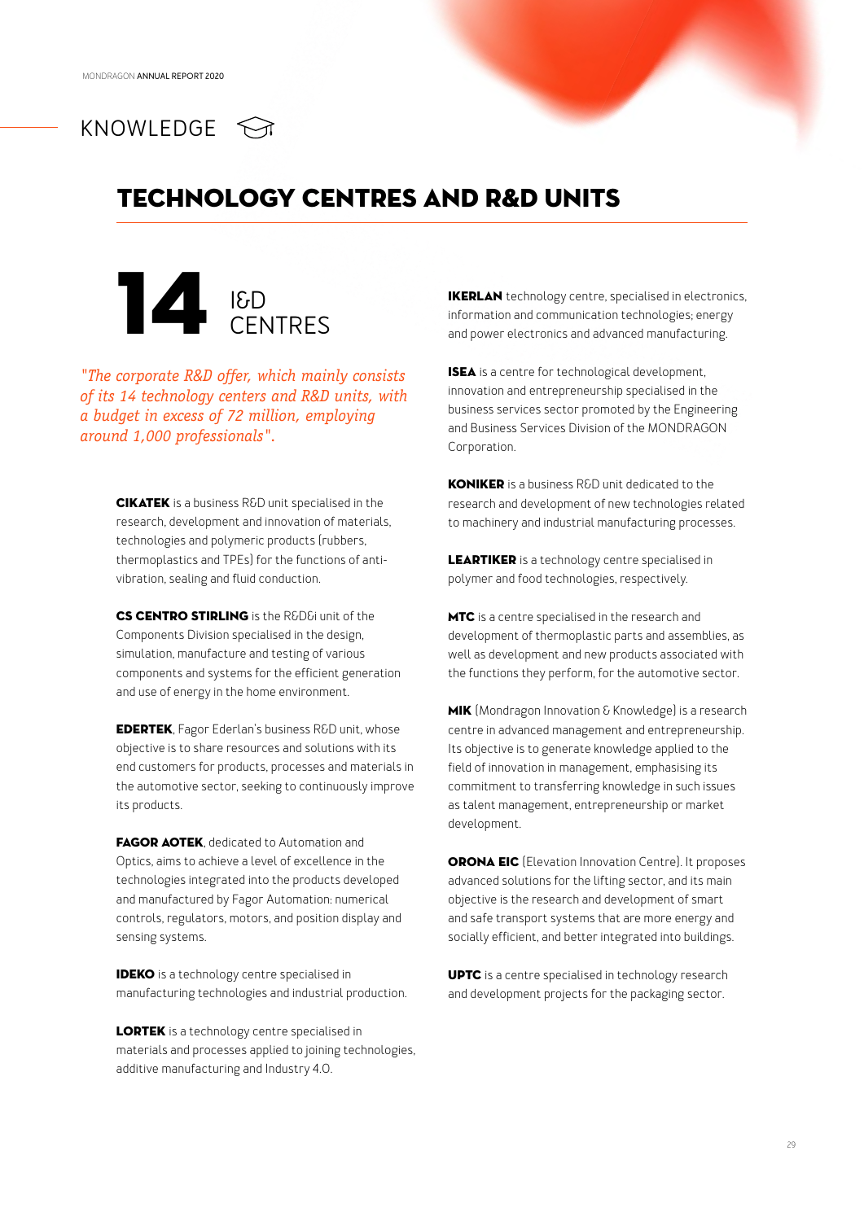# KNOWLEDGE

## TECHNOLOGY CENTRES AND R&D UNITS

**14** I&D CENTRES

*"The corporate R&D offer, which mainly consists of its 14 technology centers and R&D units, with a budget in excess of 72 million, employing around 1,000 professionals".*

**CIKATEK** is a business R&D unit specialised in the research, development and innovation of materials, technologies and polymeric products (rubbers, thermoplastics and TPEs) for the functions of anti-vibration, sealing and fluid conduction.

**CS CENTRO STIRLING** is the R&D&i unit of the Components Division specialised in the design, simulation, manufacture and testing of various components and systems for the efficient generation and use of energy in the home environment.

**EDERTEK**, Fagor Ederlan's business R&D unit, whose objective is to share resources and solutions with its end customers for products, processes and materials in the automotive sector, seeking to continuously improve its products.

**FAGOR AOTEK**, dedicated to Automation and Optics, aims to achieve a level of excellence in the technologies integrated into the products developed and manufactured by Fagor Automation: numerical controls, regulators, motors, and position display and sensing systems.

**IDEKO** is a technology centre specialised in manufacturing technologies and industrial production.

**LORTEK** is a technology centre specialised in materials and processes applied to joining technologies, additive manufacturing and Industry 4.0.

**IKERLAN** technology centre, specialised in electronics, information and communication technologies; energy and power electronics and advanced manufacturing.

**ISEA** is a centre for technological development, innovation and entrepreneurship specialised in the business services sector promoted by the Engineering and Business Services Division of the MONDRAGON Corporation.

**KONIKER** is a business R&D unit dedicated to the research and development of new technologies related to machinery and industrial manufacturing processes.

**LEARTIKER** is a technology centre specialised in polymer and food technologies, respectively.

**MTC** is a centre specialised in the research and development of thermoplastic parts and assemblies, as well as development and new products associated with the functions they perform, for the automotive sector.

**MIK** (Mondragon Innovation & Knowledge) is a research centre in advanced management and entrepreneurship. Its objective is to generate knowledge applied to the field of innovation in management, emphasising its commitment to transferring knowledge in such issues as talent management, entrepreneurship or market development.

**ORONA EIC** (Elevation Innovation Centre). It proposes advanced solutions for the lifting sector, and its main objective is the research and development of smart and safe transport systems that are more energy and socially efficient, and better integrated into buildings.

**UPTC** is a centre specialised in technology research and development projects for the packaging sector.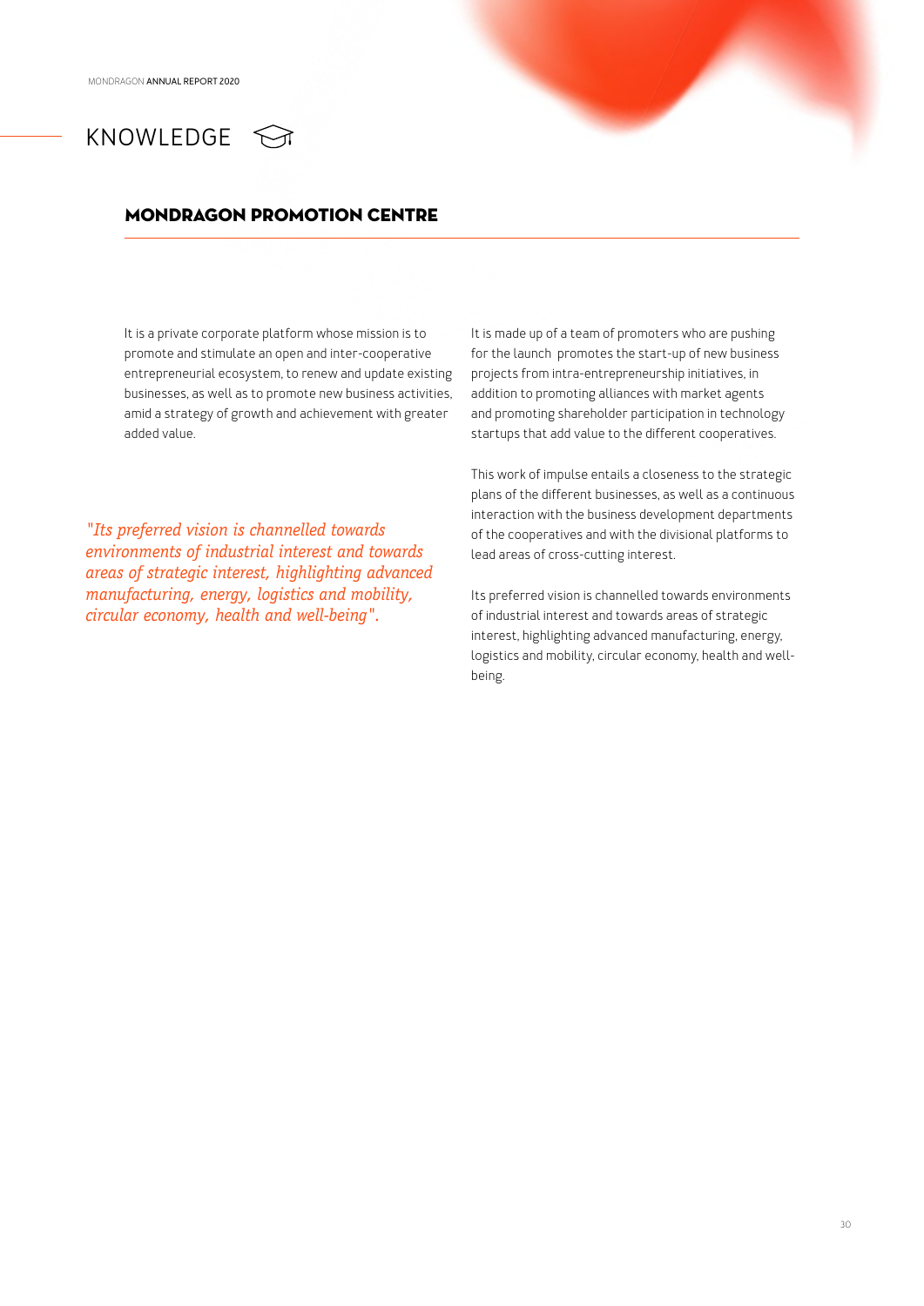# KNOWLEDGE

## MONDRAGON PROMOTION CENTRE

It is a private corporate platform whose mission is to promote and stimulate an open and inter-cooperative entrepreneurial ecosystem, to renew and update existing businesses, as well as to promote new business activities, amid a strategy of growth and achievement with greater added value.

*"Its preferred vision is channelled towards environments of industrial interest and towards areas of strategic interest, highlighting advanced manufacturing, energy, logistics and mobility, circular economy, health and well-being".*

It is made up of a team of promoters who are pushing for the launch promotes the start-up of new business projects from intra-entrepreneurship initiatives, in addition to promoting alliances with market agents and promoting shareholder participation in technology startups that add value to the different cooperatives.

This work of impulse entails a closeness to the strategic plans of the different businesses, as well as a continuous interaction with the business development departments of the cooperatives and with the divisional platforms to lead areas of cross-cutting interest.

Its preferred vision is channelled towards environments of industrial interest and towards areas of strategic interest, highlighting advanced manufacturing, energy, logistics and mobility, circular economy, health and well-being.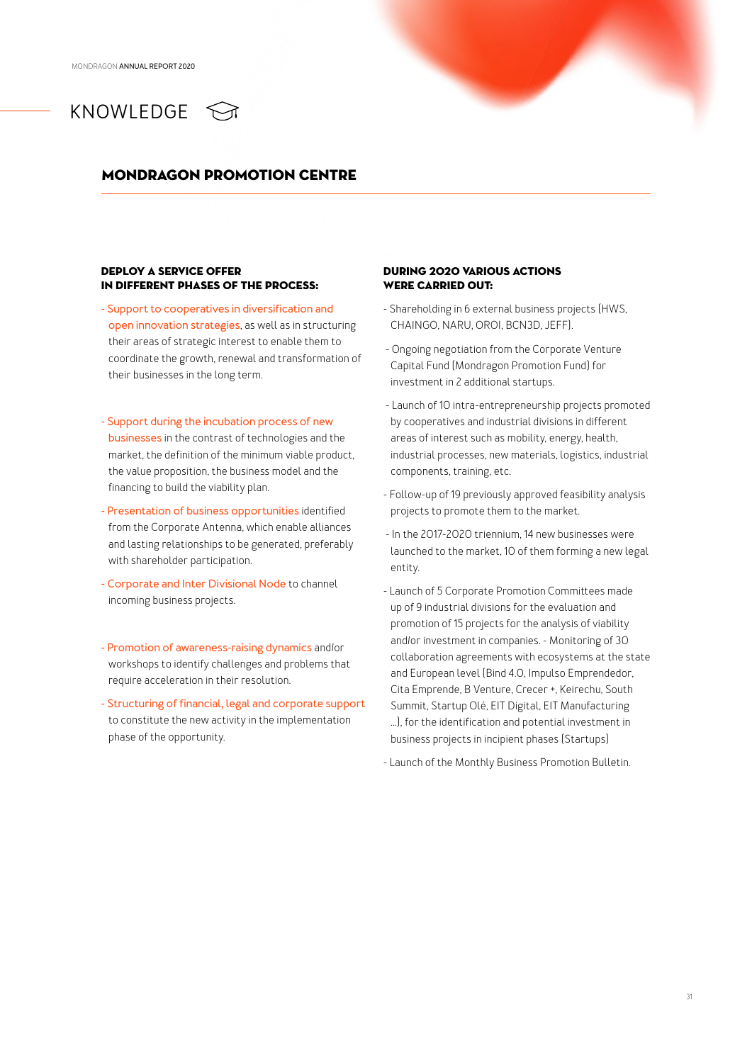# KNOWLEDGE

## MONDRAGON PROMOTION CENTRE

### DEPLOY A SERVICE OFFER IN DIFFERENT PHASES OF THE PROCESS:

- Support to cooperatives in diversification and open innovation strategies, as well as in structuring their areas of strategic interest to enable them to coordinate the growth, renewal and transformation of their businesses in the long term.
- Support during the incubation process of new businesses in the contrast of technologies and the market, the definition of the minimum viable product, the value proposition, the business model and the financing to build the viability plan.
- Presentation of business opportunities identified from the Corporate Antenna, which enable alliances and lasting relationships to be generated, preferably with shareholder participation.
- Corporate and Inter Divisional Node to channel incoming business projects.
- Promotion of awareness-raising dynamics and/or workshops to identify challenges and problems that require acceleration in their resolution.
- Structuring of financial, legal and corporate support to constitute the new activity in the implementation phase of the opportunity.

### DURING 2020 VARIOUS ACTIONS WERE CARRIED OUT:

- Shareholding in 6 external business projects (HWS, CHAINGO, NARU, OROI, BCN3D, JEFF).
- Ongoing negotiation from the Corporate Venture Capital Fund (Mondragon Promotion Fund) for investment in 2 additional startups.
- Launch of 10 intra-entrepreneurship projects promoted by cooperatives and industrial divisions in different areas of interest such as mobility, energy, health, industrial processes, new materials, logistics, industrial components, training, etc.
- Follow-up of 19 previously approved feasibility analysis projects to promote them to the market.
- In the 2017-2020 triennium, 14 new businesses were launched to the market, 10 of them forming a new legal entity.
- Launch of 5 Corporate Promotion Committees made up of 9 industrial divisions for the evaluation and promotion of 15 projects for the analysis of viability and/or investment in companies. - Monitoring of 30 collaboration agreements with ecosystems at the state and European level (Bind 4.0, Impulso Emprendedor, Cita Emprende, B Venture, Crecer +, Keirechu, South Summit, Startup Olé, EIT Digital, EIT Manufacturing …), for the identification and potential investment in business projects in incipient phases (Startups)
- Launch of the Monthly Business Promotion Bulletin.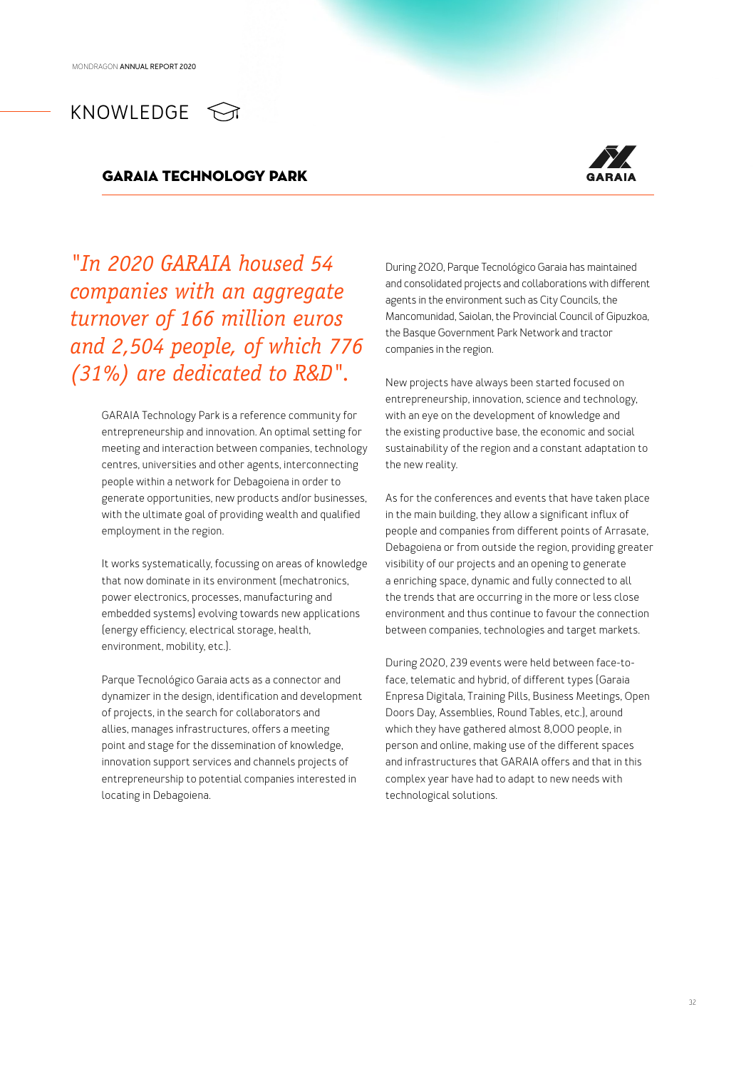# KNOWLEDGE

## GARAIA TECHNOLOGY PARK

*"In 2020 GARAIA housed 54 companies with an aggregate turnover of 166 million euros and 2,504 people, of which 776 (31%) are dedicated to R&D".*

GARAIA Technology Park is a reference community for entrepreneurship and innovation. An optimal setting for meeting and interaction between companies, technology centres, universities and other agents, interconnecting people within a network for Debagoiena in order to generate opportunities, new products and/or businesses, with the ultimate goal of providing wealth and qualified employment in the region.

It works systematically, focussing on areas of knowledge that now dominate in its environment (mechatronics, power electronics, processes, manufacturing and embedded systems) evolving towards new applications (energy efficiency, electrical storage, health, environment, mobility, etc.).

Parque Tecnológico Garaia acts as a connector and dynamizer in the design, identification and development of projects, in the search for collaborators and allies, manages infrastructures, offers a meeting point and stage for the dissemination of knowledge, innovation support services and channels projects of entrepreneurship to potential companies interested in locating in Debagoiena.

During 2020, Parque Tecnológico Garaia has maintained and consolidated projects and collaborations with different agents in the environment such as City Councils, the Mancomunidad, Saiolan, the Provincial Council of Gipuzkoa, the Basque Government Park Network and tractor companies in the region.

New projects have always been started focused on entrepreneurship, innovation, science and technology, with an eye on the development of knowledge and the existing productive base, the economic and social sustainability of the region and a constant adaptation to the new reality.

As for the conferences and events that have taken place in the main building, they allow a significant influx of people and companies from different points of Arrasate, Debagoiena or from outside the region, providing greater visibility of our projects and an opening to generate a enriching space, dynamic and fully connected to all the trends that are occurring in the more or less close environment and thus continue to favour the connection between companies, technologies and target markets.

During 2020, 239 events were held between face-to-face, telematic and hybrid, of different types (Garaia Enpresa Digitala, Training Pills, Business Meetings, Open Doors Day, Assemblies, Round Tables, etc.), around which they have gathered almost 8,000 people, in person and online, making use of the different spaces and infrastructures that GARAIA offers and that in this complex year have had to adapt to new needs with technological solutions.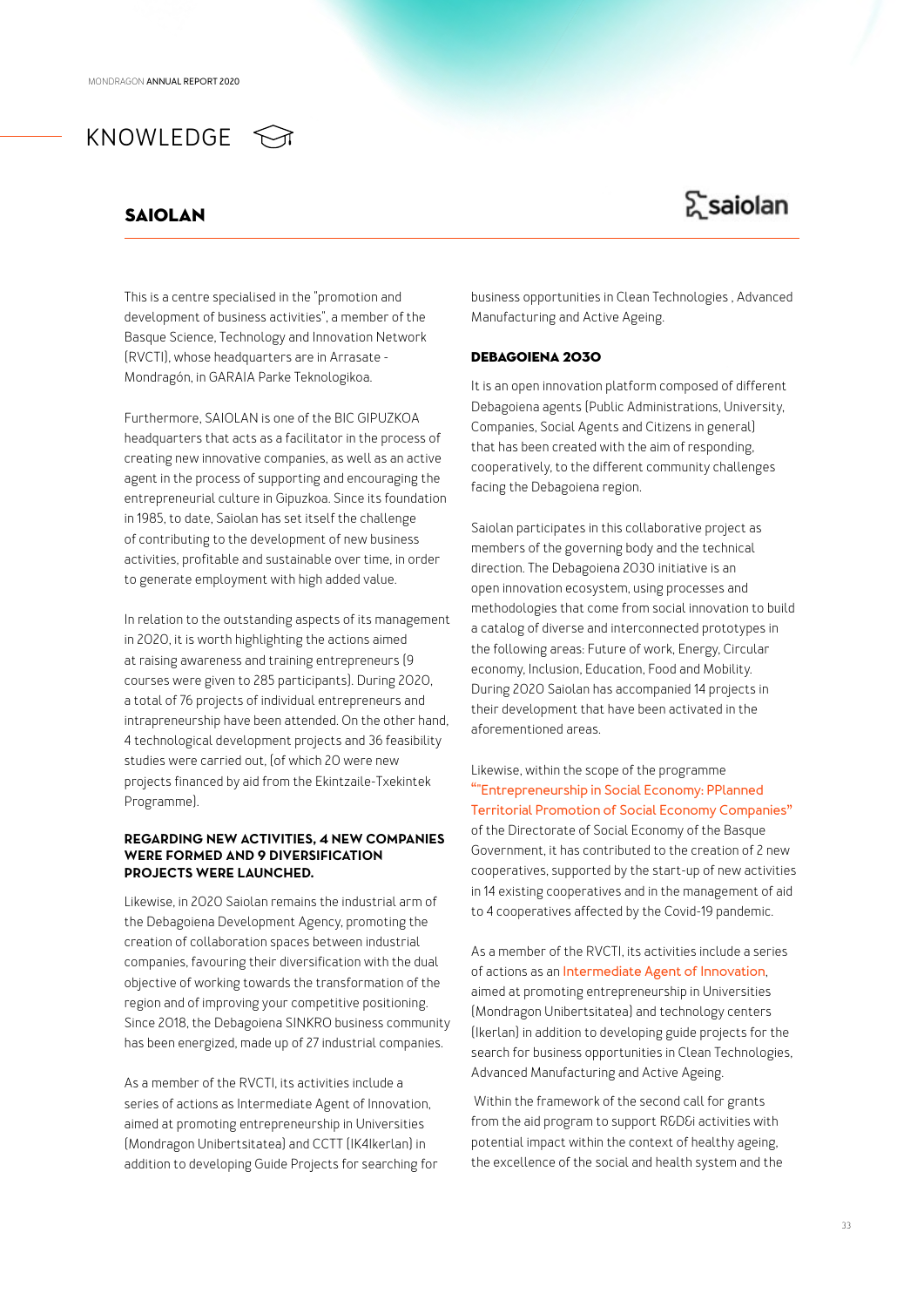# KNOWLEDGE

## SAIOLAN

This is a centre specialised in the "promotion and development of business activities", a member of the Basque Science, Technology and Innovation Network (RVCTI), whose headquarters are in Arrasate - Mondragón, in GARAIA Parke Teknologikoa.

Furthermore, SAIOLAN is one of the BIC GIPUZKOA headquarters that acts as a facilitator in the process of creating new innovative companies, as well as an active agent in the process of supporting and encouraging the entrepreneurial culture in Gipuzkoa. Since its foundation in 1985, to date, Saiolan has set itself the challenge of contributing to the development of new business activities, profitable and sustainable over time, in order to generate employment with high added value.

In relation to the outstanding aspects of its management in 2020, it is worth highlighting the actions aimed at raising awareness and training entrepreneurs (9 courses were given to 285 participants). During 2020, a total of 76 projects of individual entrepreneurs and intrapreneurship have been attended. On the other hand, 4 technological development projects and 36 feasibility studies were carried out, (of which 20 were new projects financed by aid from the Ekintzaile-Txekintek Programme).

**REGARDING NEW ACTIVITIES, 4 NEW COMPANIES WERE FORMED AND 9 DIVERSIFICATION PROJECTS WERE LAUNCHED.**

Likewise, in 2020 Saiolan remains the industrial arm of the Debagoiena Development Agency, promoting the creation of collaboration spaces between industrial companies, favouring their diversification with the dual objective of working towards the transformation of the region and of improving your competitive positioning. Since 2018, the Debagoiena SINKRO business community has been energized, made up of 27 industrial companies.

As a member of the RVCTI, its activities include a series of actions as Intermediate Agent of Innovation, aimed at promoting entrepreneurship in Universities (Mondragon Unibertsitatea) and CCTT (IK4Ikerlan) in addition to developing Guide Projects for searching for business opportunities in Clean Technologies , Advanced Manufacturing and Active Ageing.

### DEBAGOIENA 2030

It is an open innovation platform composed of different Debagoiena agents (Public Administrations, University, Companies, Social Agents and Citizens in general) that has been created with the aim of responding, cooperatively, to the different community challenges facing the Debagoiena region.

Saiolan participates in this collaborative project as members of the governing body and the technical direction. The Debagoiena 2030 initiative is an open innovation ecosystem, using processes and methodologies that come from social innovation to build a catalog of diverse and interconnected prototypes in the following areas: Future of work, Energy, Circular economy, Inclusion, Education, Food and Mobility. During 2020 Saiolan has accompanied 14 projects in their development that have been activated in the aforementioned areas.

Likewise, within the scope of the programme ""Entrepreneurship in Social Economy: PPlanned Territorial Promotion of Social Economy Companies" of the Directorate of Social Economy of the Basque Government, it has contributed to the creation of 2 new cooperatives, supported by the start-up of new activities in 14 existing cooperatives and in the management of aid to 4 cooperatives affected by the Covid-19 pandemic.

As a member of the RVCTI, its activities include a series of actions as an Intermediate Agent of Innovation, aimed at promoting entrepreneurship in Universities (Mondragon Unibertsitatea) and technology centers (Ikerlan) in addition to developing guide projects for the search for business opportunities in Clean Technologies, Advanced Manufacturing and Active Ageing.

Within the framework of the second call for grants from the aid program to support R&D&i activities with potential impact within the context of healthy ageing, the excellence of the social and health system and the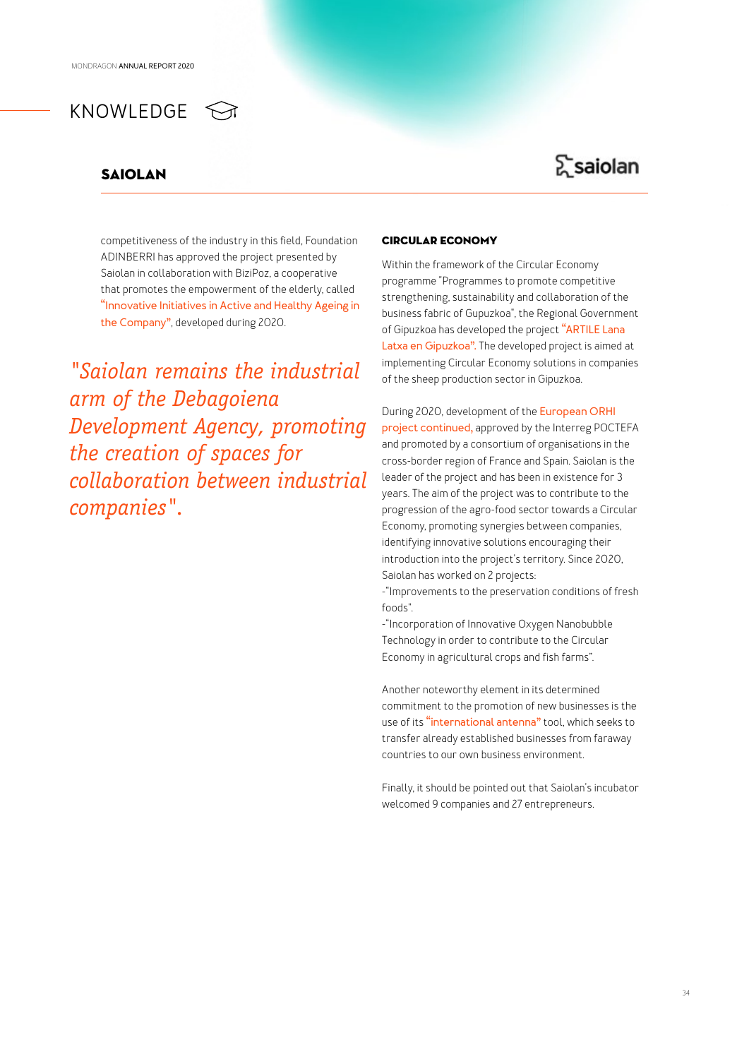# KNOWLEDGE

## SAIOLAN

competitiveness of the industry in this field, Foundation ADINBERRI has approved the project presented by Saiolan in collaboration with BiziPoz, a cooperative that promotes the empowerment of the elderly, called "Innovative Initiatives in Active and Healthy Ageing in the Company", developed during 2020.

*"Saiolan remains the industrial arm of the Debagoiena Development Agency, promoting the creation of spaces for collaboration between industrial companies".*

### CIRCULAR ECONOMY

Within the framework of the Circular Economy programme "Programmes to promote competitive strengthening, sustainability and collaboration of the business fabric of Gupuzkoa", the Regional Government of Gipuzkoa has developed the project "ARTILE Lana Latxa en Gipuzkoa". The developed project is aimed at implementing Circular Economy solutions in companies of the sheep production sector in Gipuzkoa.

During 2020, development of the European ORHI project continued, approved by the Interreg POCTEFA and promoted by a consortium of organisations in the cross-border region of France and Spain. Saiolan is the leader of the project and has been in existence for 3 years. The aim of the project was to contribute to the progression of the agro-food sector towards a Circular Economy, promoting synergies between companies, identifying innovative solutions encouraging their introduction into the project's territory. Since 2020, Saiolan has worked on 2 projects:

-"Improvements to the preservation conditions of fresh foods".

-"Incorporation of Innovative Oxygen Nanobubble Technology in order to contribute to the Circular Economy in agricultural crops and fish farms".

Another noteworthy element in its determined commitment to the promotion of new businesses is the use of its "international antenna" tool, which seeks to transfer already established businesses from faraway countries to our own business environment.

Finally, it should be pointed out that Saiolan's incubator welcomed 9 companies and 27 entrepreneurs.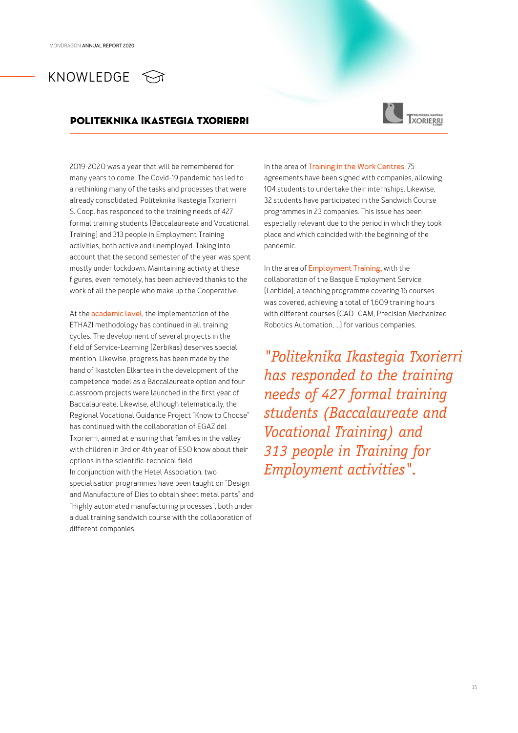# KNOWLEDGE

## POLITEKNIKA IKASTEGIA TXORIERRI

2019-2020 was a year that will be remembered for many years to come. The Covid-19 pandemic has led to a rethinking many of the tasks and processes that were already consolidated. Politeknika Ikastegia Txorierri S. Coop. has responded to the training needs of 427 formal training students (Baccalaureate and Vocational Training) and 313 people in Employment Training activities, both active and unemployed. Taking into account that the second semester of the year was spent mostly under lockdown. Maintaining activity at these figures, even remotely, has been achieved thanks to the work of all the people who make up the Cooperative.

At the academic level, the implementation of the ETHAZI methodology has continued in all training cycles. The development of several projects in the field of Service-Learning (Zerbikas) deserves special mention. Likewise, progress has been made by the hand of Ikastolen Elkartea in the development of the competence model as a Baccalaureate option and four classroom projects were launched in the first year of Baccalaureate. Likewise, although telematically, the Regional Vocational Guidance Project "Know to Choose" has continued with the collaboration of EGAZ del Txorierri, aimed at ensuring that families in the valley with children in 3rd or 4th year of ESO know about their options in the scientific-technical field.
In conjunction with the Hetel Association, two specialisation programmes have been taught on "Design and Manufacture of Dies to obtain sheet metal parts" and "Highly automated manufacturing processes", both under a dual training sandwich course with the collaboration of different companies.

In the area of Training in the Work Centres, 75 agreements have been signed with companies, allowing 104 students to undertake their internships. Likewise, 32 students have participated in the Sandwich Course programmes in 23 companies. This issue has been especially relevant due to the period in which they took place and which coincided with the beginning of the pandemic.

In the area of Employment Training, with the collaboration of the Basque Employment Service (Lanbide), a teaching programme covering 16 courses was covered, achieving a total of 1,609 training hours with different courses (CAD- CAM, Precision Mechanized Robotics Automation, ...) for various companies.

*"Politeknika Ikastegia Txorierri has responded to the training needs of 427 formal training students (Baccalaureate and Vocational Training) and 313 people in Training for Employment activities".*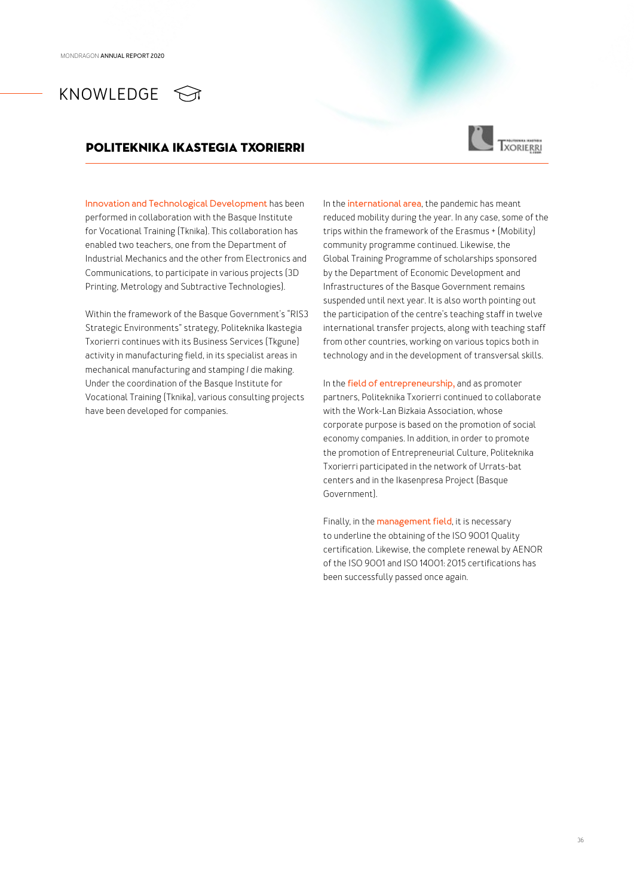# KNOWLEDGE

## POLITEKNIKA IKASTEGIA TXORIERRI

Innovation and Technological Development has been performed in collaboration with the Basque Institute for Vocational Training (Tknika). This collaboration has enabled two teachers, one from the Department of Industrial Mechanics and the other from Electronics and Communications, to participate in various projects (3D Printing, Metrology and Subtractive Technologies).

Within the framework of the Basque Government's "RIS3 Strategic Environments" strategy, Politeknika Ikastegia Txorierri continues with its Business Services (Tkgune) activity in manufacturing field, in its specialist areas in mechanical manufacturing and stamping / die making. Under the coordination of the Basque Institute for Vocational Training (Tknika), various consulting projects have been developed for companies.

In the international area, the pandemic has meant reduced mobility during the year. In any case, some of the trips within the framework of the Erasmus + (Mobility) community programme continued. Likewise, the Global Training Programme of scholarships sponsored by the Department of Economic Development and Infrastructures of the Basque Government remains suspended until next year. It is also worth pointing out the participation of the centre's teaching staff in twelve international transfer projects, along with teaching staff from other countries, working on various topics both in technology and in the development of transversal skills.

In the field of entrepreneurship, and as promoter partners, Politeknika Txorierri continued to collaborate with the Work-Lan Bizkaia Association, whose corporate purpose is based on the promotion of social economy companies. In addition, in order to promote the promotion of Entrepreneurial Culture, Politeknika Txorierri participated in the network of Urrats-bat centers and in the Ikasenpresa Project (Basque Government).

Finally, in the management field, it is necessary to underline the obtaining of the ISO 9001 Quality certification. Likewise, the complete renewal by AENOR of the ISO 9001 and ISO 14001: 2015 certifications has been successfully passed once again.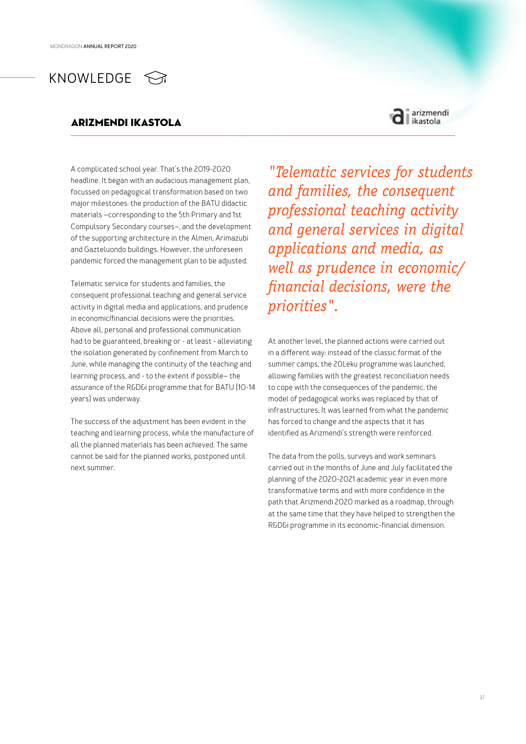# KNOWLEDGE

## ARIZMENDI IKASTOLA

A complicated school year. That's the 2019-2020 headline. It began with an audacious management plan, focussed on pedagogical transformation based on two major milestones: the production of the BATU didactic materials –corresponding to the 5th Primary and 1st Compulsory Secondary courses–, and the development of the supporting architecture in the Almen, Arimazubi and Gazteluondo buildings. However, the unforeseen pandemic forced the management plan to be adjusted.

Telematic service for students and families, the consequent professional teaching and general service activity in digital media and applications, and prudence in economic/financial decisions were the priorities. Above all, personal and professional communication had to be guaranteed, breaking or - at least - alleviating the isolation generated by confinement from March to June, while managing the continuity of the teaching and learning process, and - to the extent if possible– the assurance of the R&D&i programme that for BATU (10-14 years) was underway.

The success of the adjustment has been evident in the teaching and learning process, while the manufacture of all the planned materials has been achieved. The same cannot be said for the planned works, postponed until next summer.

*"Telematic services for students and families, the consequent professional teaching activity and general services in digital applications and media, as well as prudence in economic/ financial decisions, were the priorities".*

At another level, the planned actions were carried out in a different way: instead of the classic format of the summer camps, the 20Leku programme was launched, allowing families with the greatest reconciliation needs to cope with the consequences of the pandemic; the model of pedagogical works was replaced by that of infrastructures; It was learned from what the pandemic has forced to change and the aspects that it has identified as Arizmendi's strength were reinforced.

The data from the polls, surveys and work seminars carried out in the months of June and July facilitated the planning of the 2020-2021 academic year in even more transformative terms and with more confidence in the path that Arizmendi 2020 marked as a roadmap, through at the same time that they have helped to strengthen the R&D&i programme in its economic-financial dimension.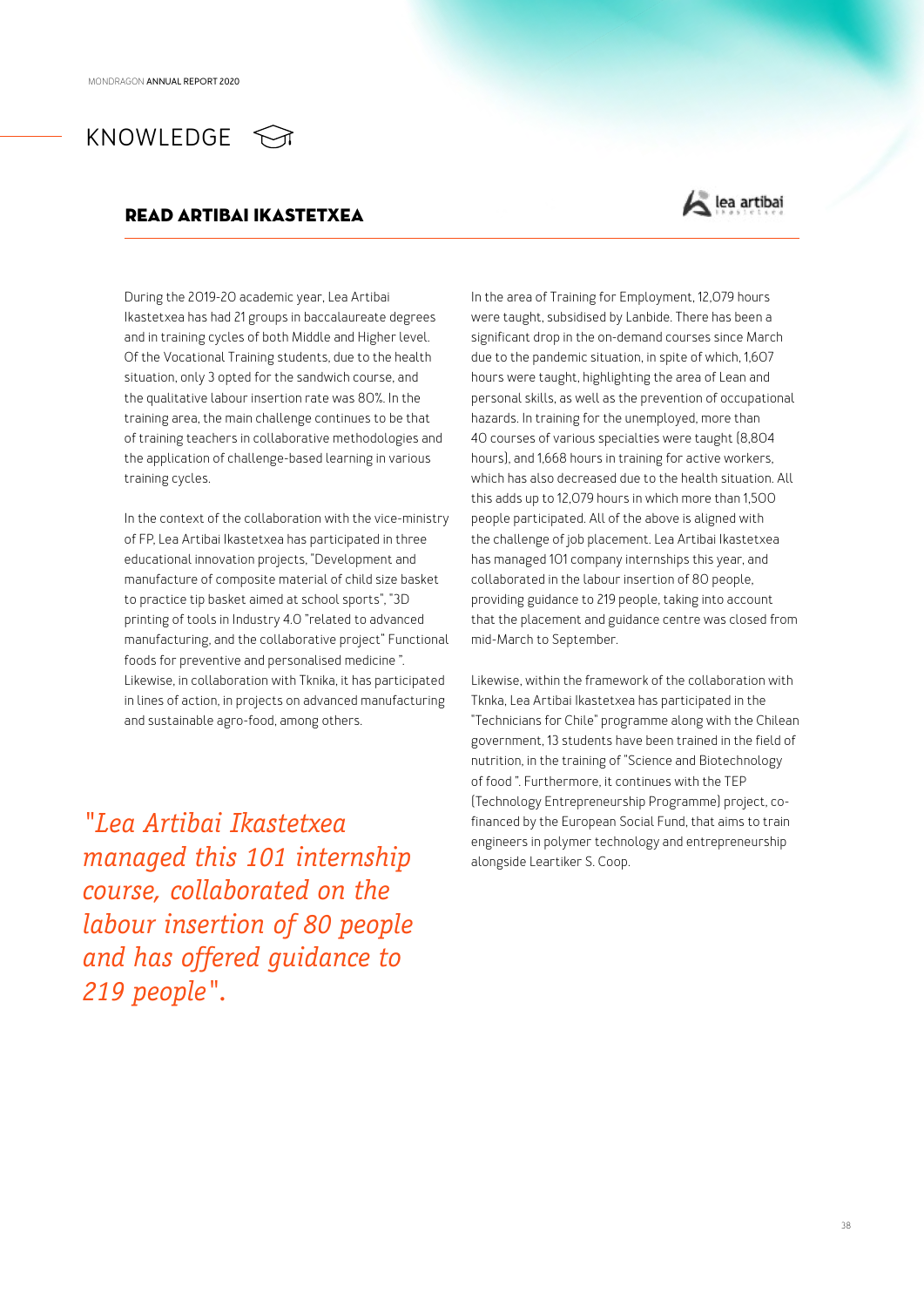# KNOWLEDGE

## READ ARTIBAI IKASTETXEA

During the 2019-20 academic year, Lea Artibai Ikastetxea has had 21 groups in baccalaureate degrees and in training cycles of both Middle and Higher level. Of the Vocational Training students, due to the health situation, only 3 opted for the sandwich course, and the qualitative labour insertion rate was 80%. In the training area, the main challenge continues to be that of training teachers in collaborative methodologies and the application of challenge-based learning in various training cycles.

In the context of the collaboration with the vice-ministry of FP, Lea Artibai Ikastetxea has participated in three educational innovation projects, "Development and manufacture of composite material of child size basket to practice tip basket aimed at school sports", "3D printing of tools in Industry 4.0 "related to advanced manufacturing, and the collaborative project" Functional foods for preventive and personalised medicine ". Likewise, in collaboration with Tknika, it has participated in lines of action, in projects on advanced manufacturing and sustainable agro-food, among others.

*"Lea Artibai Ikastetxea managed this 101 internship course, collaborated on the labour insertion of 80 people and has offered guidance to 219 people".*

In the area of Training for Employment, 12,079 hours were taught, subsidised by Lanbide. There has been a significant drop in the on-demand courses since March due to the pandemic situation, in spite of which, 1,607 hours were taught, highlighting the area of Lean and personal skills, as well as the prevention of occupational hazards. In training for the unemployed, more than 40 courses of various specialties were taught (8,804 hours), and 1,668 hours in training for active workers, which has also decreased due to the health situation. All this adds up to 12,079 hours in which more than 1,500 people participated. All of the above is aligned with the challenge of job placement. Lea Artibai Ikastetxea has managed 101 company internships this year, and collaborated in the labour insertion of 80 people, providing guidance to 219 people, taking into account that the placement and guidance centre was closed from mid-March to September.

Likewise, within the framework of the collaboration with Tknka, Lea Artibai Ikastetxea has participated in the "Technicians for Chile" programme along with the Chilean government, 13 students have been trained in the field of nutrition, in the training of "Science and Biotechnology of food ". Furthermore, it continues with the TEP (Technology Entrepreneurship Programme) project, co-financed by the European Social Fund, that aims to train engineers in polymer technology and entrepreneurship alongside Leartiker S. Coop.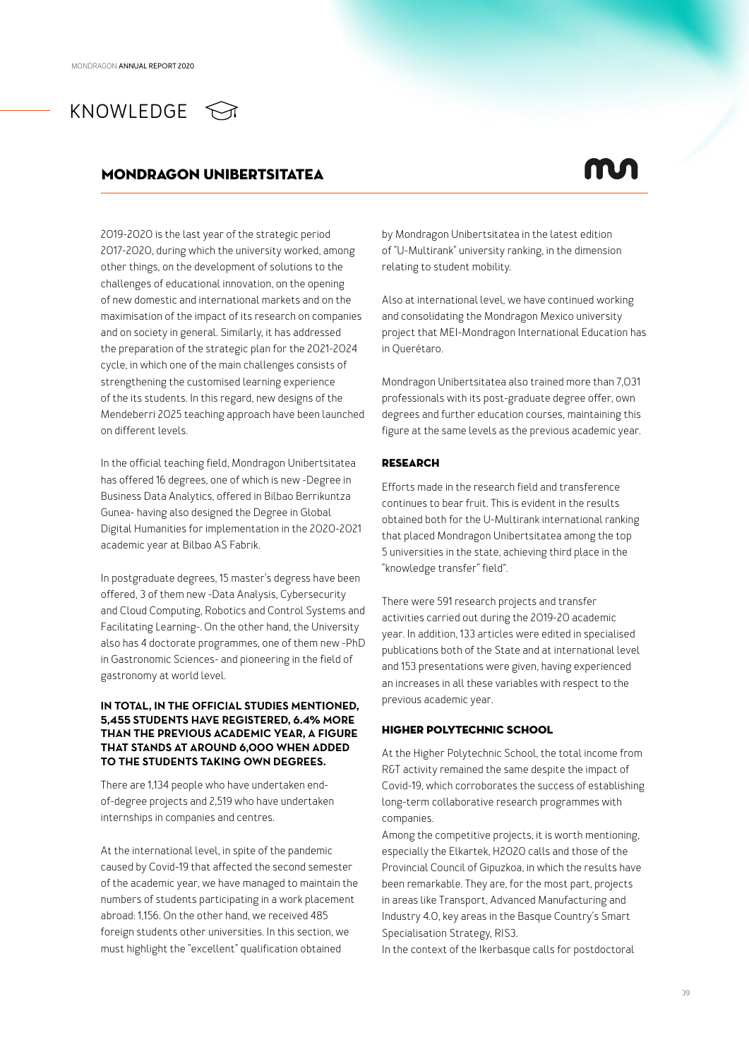# KNOWLEDGE

## MONDRAGON UNIBERTSITATEA

2019-2020 is the last year of the strategic period 2017-2020, during which the university worked, among other things, on the development of solutions to the challenges of educational innovation, on the opening of new domestic and international markets and on the maximisation of the impact of its research on companies and on society in general. Similarly, it has addressed the preparation of the strategic plan for the 2021-2024 cycle, in which one of the main challenges consists of strengthening the customised learning experience of the its students. In this regard, new designs of the Mendeberri 2025 teaching approach have been launched on different levels.

In the official teaching field, Mondragon Unibertsitatea has offered 16 degrees, one of which is new -Degree in Business Data Analytics, offered in Bilbao Berrikuntza Gunea- having also designed the Degree in Global Digital Humanities for implementation in the 2020-2021 academic year at Bilbao AS Fabrik.

In postgraduate degrees, 15 master's degress have been offered, 3 of them new -Data Analysis, Cybersecurity and Cloud Computing, Robotics and Control Systems and Facilitating Learning-. On the other hand, the University also has 4 doctorate programmes, one of them new -PhD in Gastronomic Sciences- and pioneering in the field of gastronomy at world level.

**IN TOTAL, IN THE OFFICIAL STUDIES MENTIONED, 5,455 STUDENTS HAVE REGISTERED, 6.4% MORE THAN THE PREVIOUS ACADEMIC YEAR, A FIGURE THAT STANDS AT AROUND 6,000 WHEN ADDED TO THE STUDENTS TAKING OWN DEGREES.**

There are 1,134 people who have undertaken end-of-degree projects and 2,519 who have undertaken internships in companies and centres.

At the international level, in spite of the pandemic caused by Covid-19 that affected the second semester of the academic year, we have managed to maintain the numbers of students participating in a work placement abroad: 1,156. On the other hand, we received 485 foreign students other universities. In this section, we must highlight the "excellent" qualification obtained by Mondragon Unibertsitatea in the latest edition of "U-Multirank" university ranking, in the dimension relating to student mobility.

Also at international level, we have continued working and consolidating the Mondragon Mexico university project that MEI-Mondragon International Education has in Querétaro.

Mondragon Unibertsitatea also trained more than 7,031 professionals with its post-graduate degree offer, own degrees and further education courses, maintaining this figure at the same levels as the previous academic year.

### RESEARCH

Efforts made in the research field and transference continues to bear fruit. This is evident in the results obtained both for the U-Multirank international ranking that placed Mondragon Unibertsitatea among the top 5 universities in the state, achieving third place in the "knowledge transfer" field".

There were 591 research projects and transfer activities carried out during the 2019-20 academic year. In addition, 133 articles were edited in specialised publications both of the State and at international level and 153 presentations were given, having experienced an increases in all these variables with respect to the previous academic year.

### HIGHER POLYTECHNIC SCHOOL

At the Higher Polytechnic School, the total income from R&T activity remained the same despite the impact of Covid-19, which corroborates the success of establishing long-term collaborative research programmes with companies.

Among the competitive projects, it is worth mentioning, especially the Elkartek, H2020 calls and those of the Provincial Council of Gipuzkoa, in which the results have been remarkable. They are, for the most part, projects in areas like Transport, Advanced Manufacturing and Industry 4.0, key areas in the Basque Country's Smart Specialisation Strategy, RIS3.

In the context of the Ikerbasque calls for postdoctoral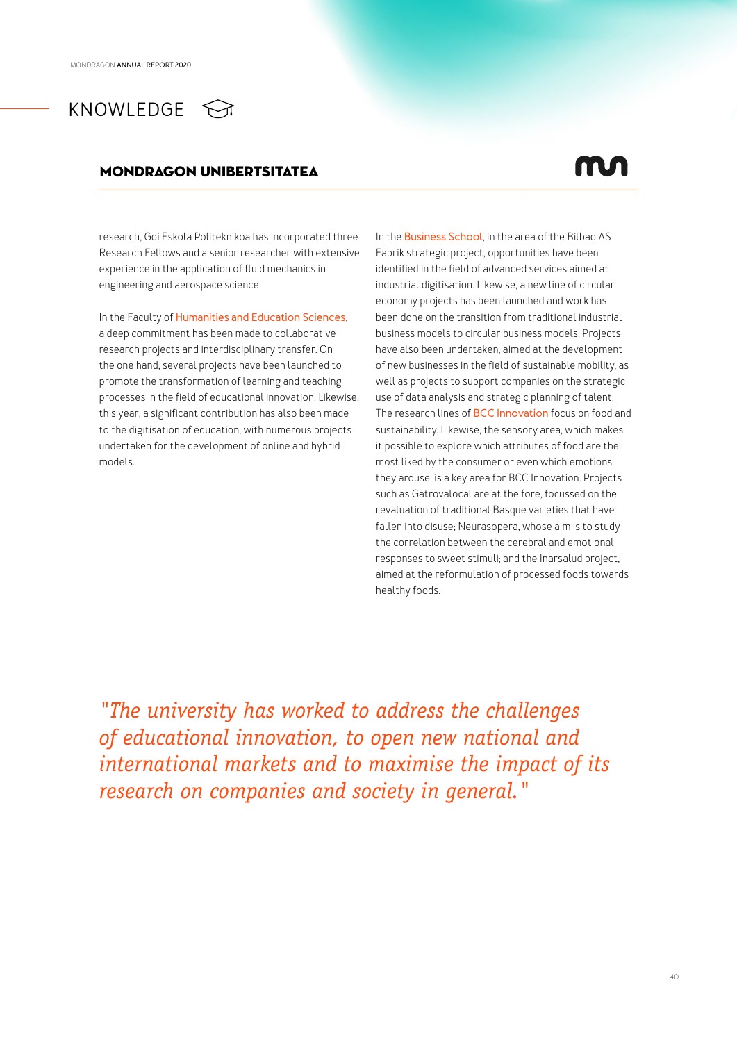## KNOWLEDGE

### MONDRAGON UNIBERTSITATEA

research, Goi Eskola Politeknikoa has incorporated three Research Fellows and a senior researcher with extensive experience in the application of fluid mechanics in engineering and aerospace science.

In the Faculty of Humanities and Education Sciences, a deep commitment has been made to collaborative research projects and interdisciplinary transfer. On the one hand, several projects have been launched to promote the transformation of learning and teaching processes in the field of educational innovation. Likewise, this year, a significant contribution has also been made to the digitisation of education, with numerous projects undertaken for the development of online and hybrid models.

In the Business School, in the area of the Bilbao AS Fabrik strategic project, opportunities have been identified in the field of advanced services aimed at industrial digitisation. Likewise, a new line of circular economy projects has been launched and work has been done on the transition from traditional industrial business models to circular business models. Projects have also been undertaken, aimed at the development of new businesses in the field of sustainable mobility, as well as projects to support companies on the strategic use of data analysis and strategic planning of talent. The research lines of BCC Innovation focus on food and sustainability. Likewise, the sensory area, which makes it possible to explore which attributes of food are the most liked by the consumer or even which emotions they arouse, is a key area for BCC Innovation. Projects such as Gatrovalocal are at the fore, focussed on the revaluation of traditional Basque varieties that have fallen into disuse; Neurasopera, whose aim is to study the correlation between the cerebral and emotional responses to sweet stimuli; and the Inarsalud project, aimed at the reformulation of processed foods towards healthy foods.

*"The university has worked to address the challenges of educational innovation, to open new national and international markets and to maximise the impact of its research on companies and society in general."*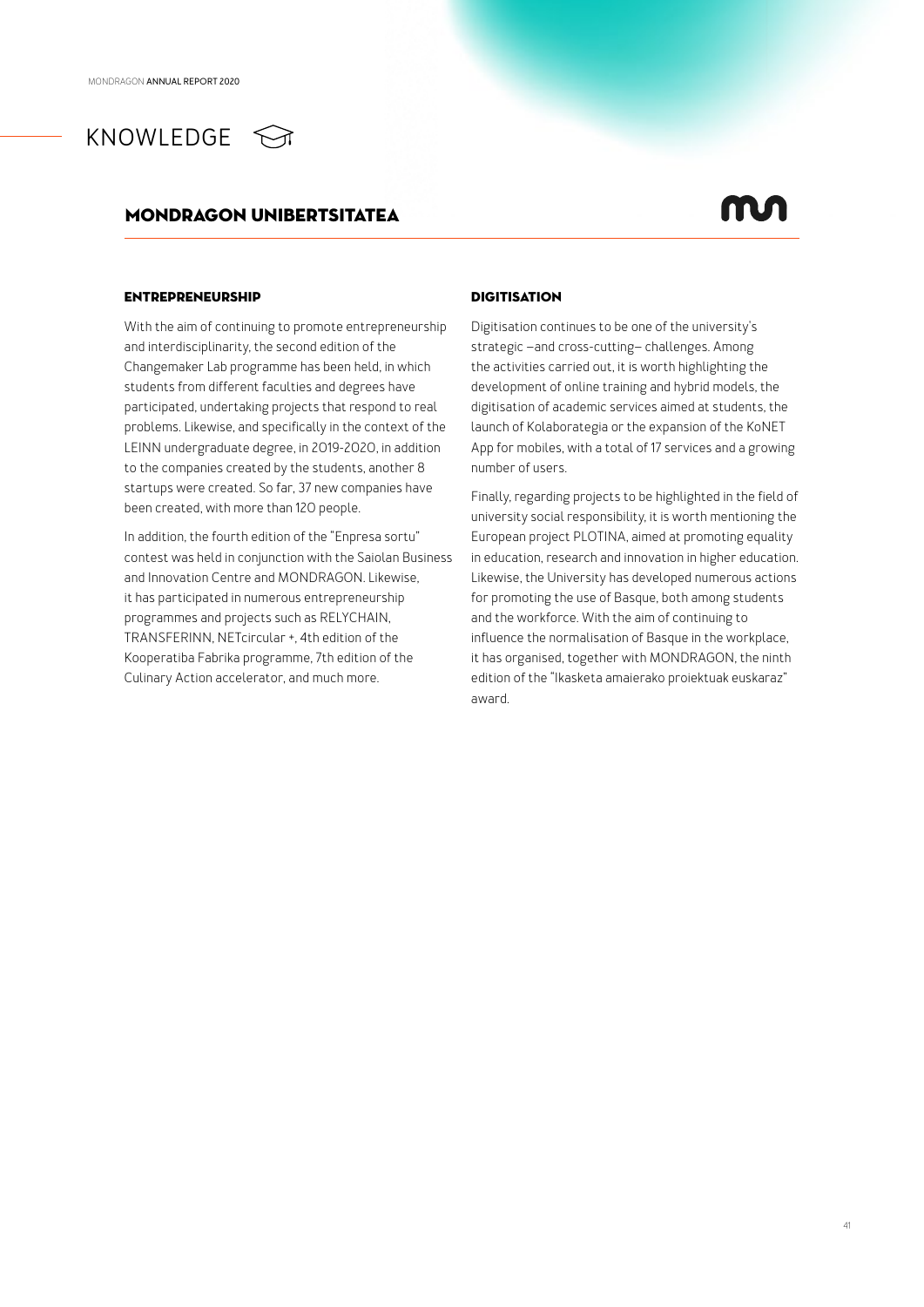# KNOWLEDGE

## MONDRAGON UNIBERTSITATEA

### ENTREPRENEURSHIP

With the aim of continuing to promote entrepreneurship and interdisciplinarity, the second edition of the Changemaker Lab programme has been held, in which students from different faculties and degrees have participated, undertaking projects that respond to real problems. Likewise, and specifically in the context of the LEINN undergraduate degree, in 2019-2020, in addition to the companies created by the students, another 8 startups were created. So far, 37 new companies have been created, with more than 120 people.

In addition, the fourth edition of the "Enpresa sortu" contest was held in conjunction with the Saiolan Business and Innovation Centre and MONDRAGON. Likewise, it has participated in numerous entrepreneurship programmes and projects such as RELYCHAIN, TRANSFERINN, NETcircular +, 4th edition of the Kooperatiba Fabrika programme, 7th edition of the Culinary Action accelerator, and much more.

### DIGITISATION

Digitisation continues to be one of the university's strategic –and cross-cutting– challenges. Among the activities carried out, it is worth highlighting the development of online training and hybrid models, the digitisation of academic services aimed at students, the launch of Kolaborategia or the expansion of the KoNET App for mobiles, with a total of 17 services and a growing number of users.

Finally, regarding projects to be highlighted in the field of university social responsibility, it is worth mentioning the European project PLOTINA, aimed at promoting equality in education, research and innovation in higher education. Likewise, the University has developed numerous actions for promoting the use of Basque, both among students and the workforce. With the aim of continuing to influence the normalisation of Basque in the workplace, it has organised, together with MONDRAGON, the ninth edition of the "Ikasketa amaierako proiektuak euskaraz" award.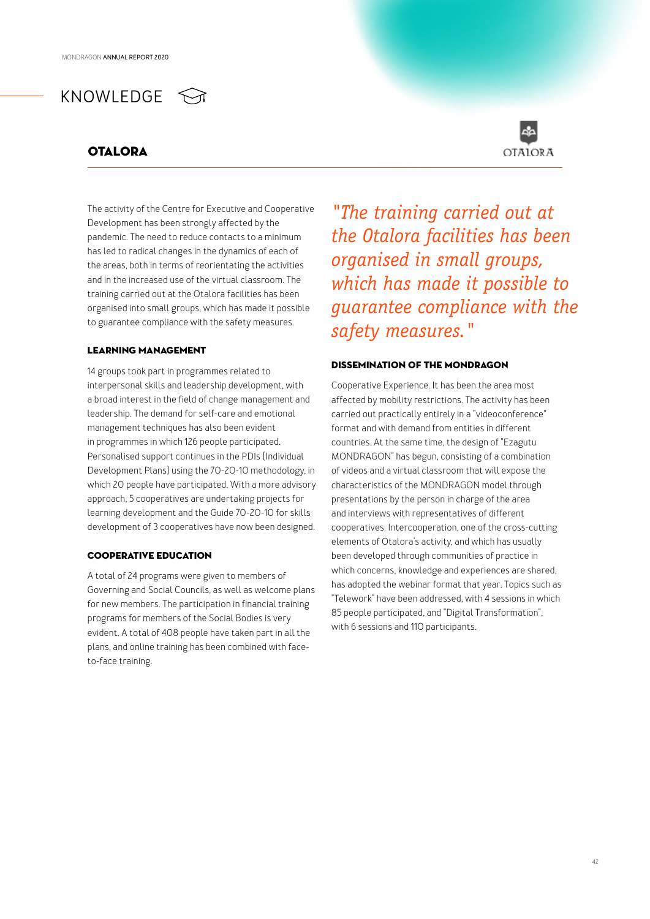# KNOWLEDGE

## OTALORA

The activity of the Centre for Executive and Cooperative Development has been strongly affected by the pandemic. The need to reduce contacts to a minimum has led to radical changes in the dynamics of each of the areas, both in terms of reorientating the activities and in the increased use of the virtual classroom. The training carried out at the Otalora facilities has been organised into small groups, which has made it possible to guarantee compliance with the safety measures.

### LEARNING MANAGEMENT

14 groups took part in programmes related to interpersonal skills and leadership development, with a broad interest in the field of change management and leadership. The demand for self-care and emotional management techniques has also been evident in programmes in which 126 people participated. Personalised support continues in the PDIs (Individual Development Plans) using the 70-20-10 methodology, in which 20 people have participated. With a more advisory approach, 5 cooperatives are undertaking projects for learning development and the Guide 70-20-10 for skills development of 3 cooperatives have now been designed.

### COOPERATIVE EDUCATION

A total of 24 programs were given to members of Governing and Social Councils, as well as welcome plans for new members. The participation in financial training programs for members of the Social Bodies is very evident. A total of 408 people have taken part in all the plans, and online training has been combined with face-to-face training.

*"The training carried out at the Otalora facilities has been organised in small groups, which has made it possible to guarantee compliance with the safety measures."*

### DISSEMINATION OF THE MONDRAGON

Cooperative Experience. It has been the area most affected by mobility restrictions. The activity has been carried out practically entirely in a "videoconference" format and with demand from entities in different countries. At the same time, the design of "Ezagutu MONDRAGON" has begun, consisting of a combination of videos and a virtual classroom that will expose the characteristics of the MONDRAGON model through presentations by the person in charge of the area and interviews with representatives of different cooperatives. Intercooperation, one of the cross-cutting elements of Otalora's activity, and which has usually been developed through communities of practice in which concerns, knowledge and experiences are shared, has adopted the webinar format that year. Topics such as "Telework" have been addressed, with 4 sessions in which 85 people participated, and "Digital Transformation", with 6 sessions and 110 participants.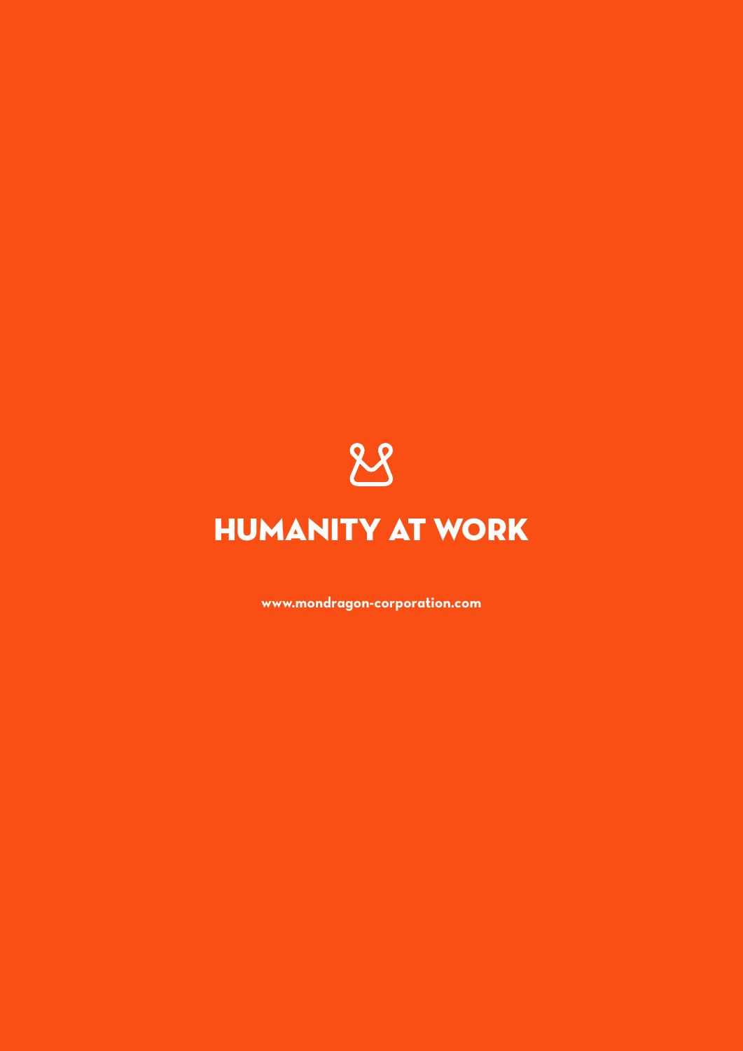# HUMANITY AT WORK

**www.mondragon-corporation.com**